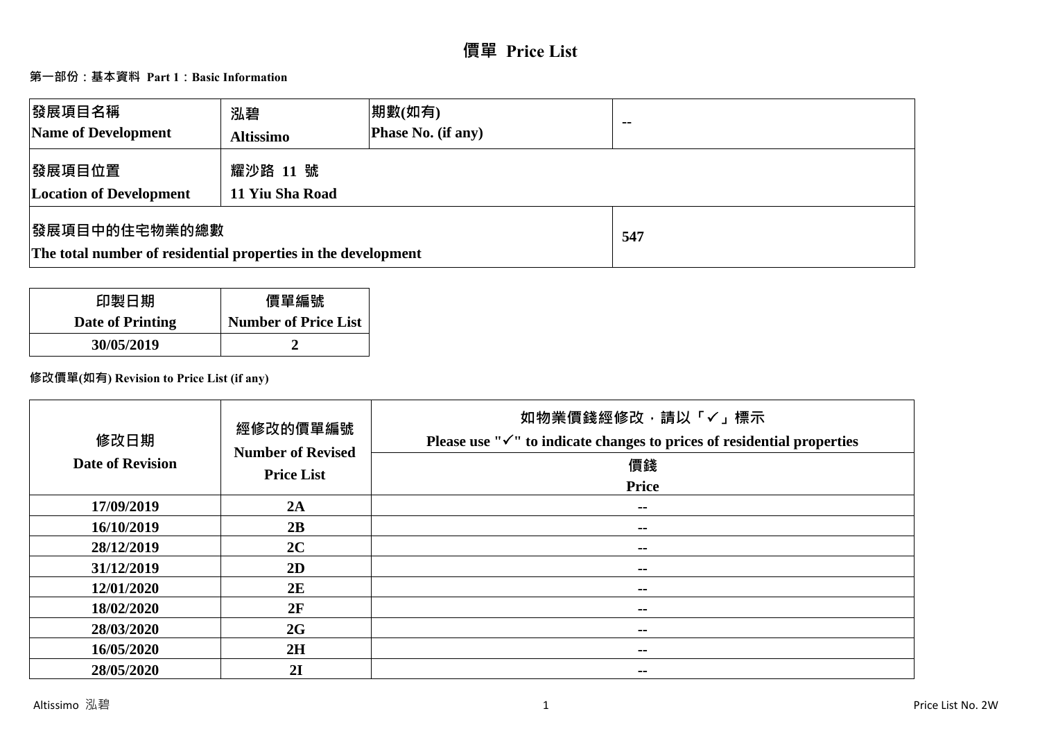# 價單 Price List

## 第一部份：基本資料 Part 1：Basic Information

| 發展項目名稱<br>Name of Development | 泓碧<br>Altissimo | 期數(如有)<br>Phase No. (if any) | -- |
|---|---|---|---|
| 發展項目位置<br>Location of Development | 耀沙路 11 號<br>11 Yiu Sha Road | | |
| 發展項目中的住宅物業的總數<br>The total number of residential properties in the development | | | 547 |

| 印製日期<br>Date of Printing | 價單編號<br>Number of Price List |
|---|---|
| 30/05/2019 | 2 |

**修改價單(如有) Revision to Price List (if any)**

| 修改日期<br>Date of Revision | 經修改的價單編號<br>Number of Revised Price List | 如物業價錢經修改，請以「✓」標示<br>Please use "✓" to indicate changes to prices of residential properties<br>價錢<br>Price |
|---|---|---|
| 17/09/2019 | 2A | -- |
| 16/10/2019 | 2B | -- |
| 28/12/2019 | 2C | -- |
| 31/12/2019 | 2D | -- |
| 12/01/2020 | 2E | -- |
| 18/02/2020 | 2F | -- |
| 28/03/2020 | 2G | -- |
| 16/05/2020 | 2H | -- |
| 28/05/2020 | 2I | -- |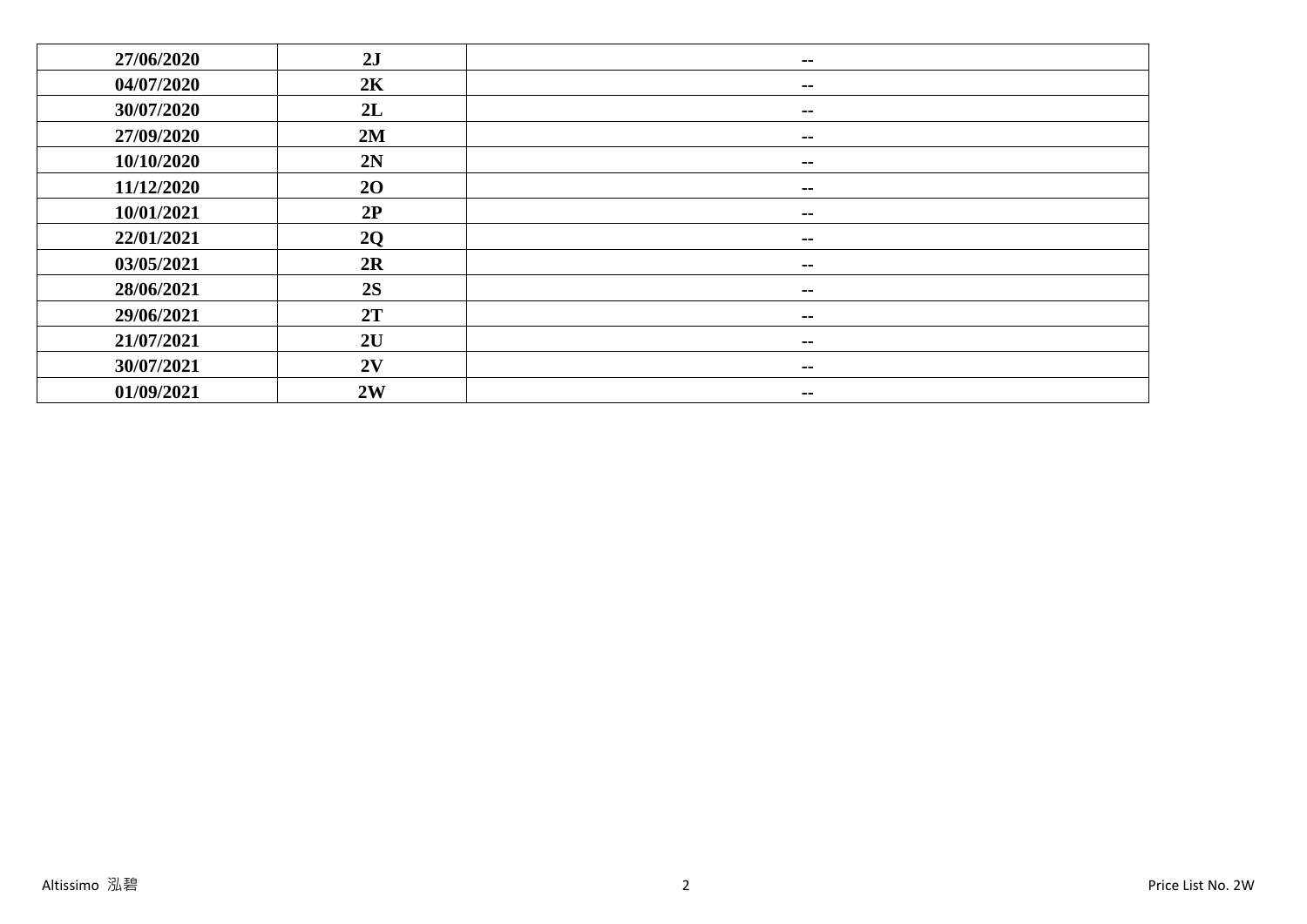| 27/06/2020 | 2J | -- |
|---|---|---|
| 04/07/2020 | 2K | -- |
| 30/07/2020 | 2L | -- |
| 27/09/2020 | 2M | -- |
| 10/10/2020 | 2N | -- |
| 11/12/2020 | 2O | -- |
| 10/01/2021 | 2P | -- |
| 22/01/2021 | 2Q | -- |
| 03/05/2021 | 2R | -- |
| 28/06/2021 | 2S | -- |
| 29/06/2021 | 2T | -- |
| 21/07/2021 | 2U | -- |
| 30/07/2021 | 2V | -- |
| 01/09/2021 | 2W | -- |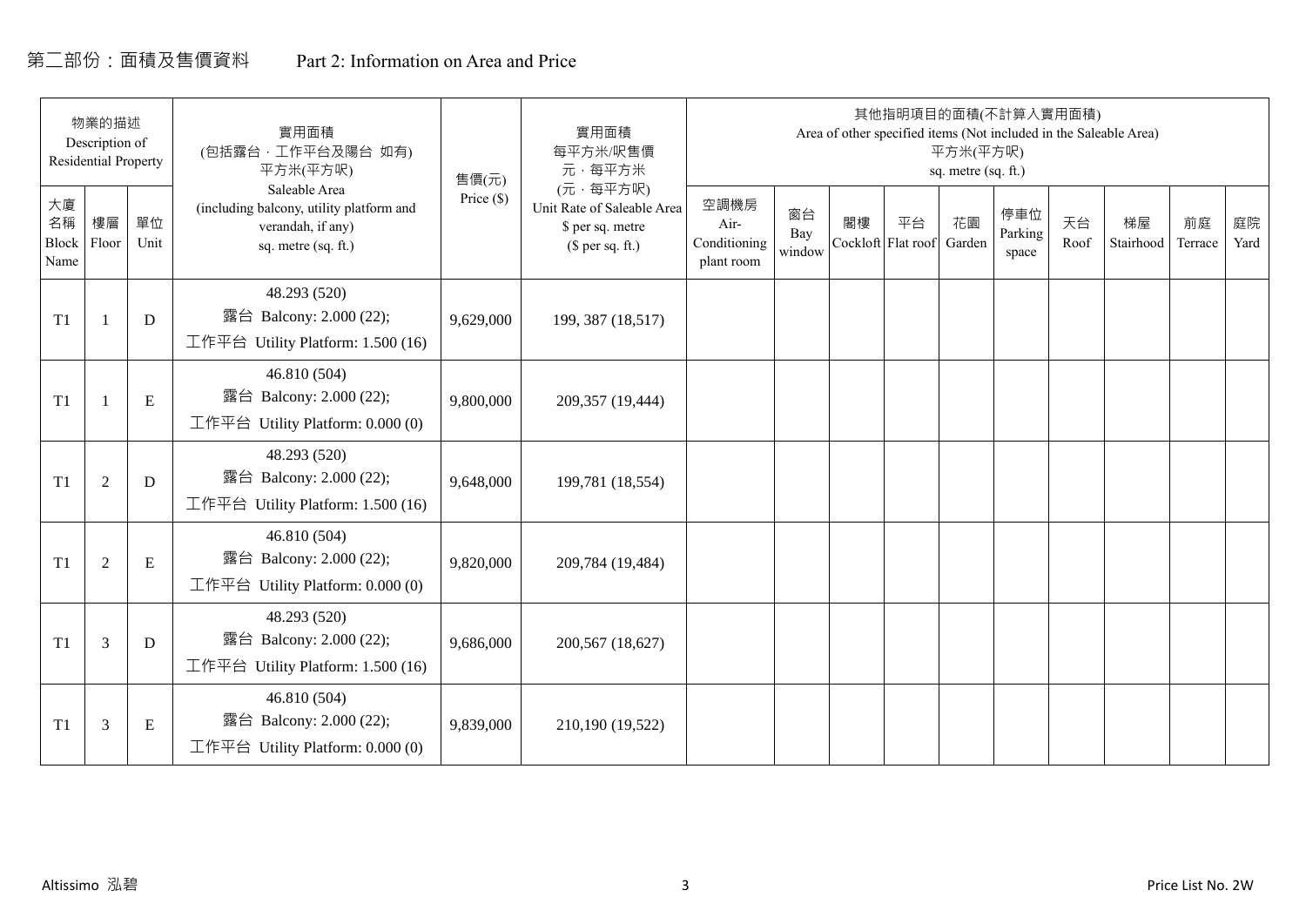# 第二部份：面積及售價資料　　Part 2: Information on Area and Price

| 物業的描述 Description of Residential Property | | | 實用面積 (包括露台，工作平台及陽台 如有) 平方米(平方呎) Saleable Area (including balcony, utility platform and verandah, if any) sq. metre (sq. ft.) | 售價(元) Price ($) | 實用面積 每平方米/呎售價 元，每平方米 (元，每平方呎) Unit Rate of Saleable Area $ per sq. metre ($ per sq. ft.) | 其他指明項目的面積(不計算入實用面積) Area of other specified items (Not included in the Saleable Area) 平方米(平方呎) sq. metre (sq. ft.) | | | | | | | | | |
|---|---|---|---|---|---|---|---|---|---|---|---|---|---|---|---|
| 大廈名稱 Block Name | 樓層 Floor | 單位 Unit | | | | 空調機房 Air-Conditioning plant room | 窗台 Bay window | 閣樓 Cockloft | 平台 Flat roof | 花園 Garden | 停車位 Parking space | 天台 Roof | 梯屋 Stairhood | 前庭 Terrace | 庭院 Yard |
| T1 | 1 | D | 48.293 (520) 露台 Balcony: 2.000 (22); 工作平台 Utility Platform: 1.500 (16) | 9,629,000 | 199, 387 (18,517) | | | | | | | | | | |
| T1 | 1 | E | 46.810 (504) 露台 Balcony: 2.000 (22); 工作平台 Utility Platform: 0.000 (0) | 9,800,000 | 209,357 (19,444) | | | | | | | | | | |
| T1 | 2 | D | 48.293 (520) 露台 Balcony: 2.000 (22); 工作平台 Utility Platform: 1.500 (16) | 9,648,000 | 199,781 (18,554) | | | | | | | | | | |
| T1 | 2 | E | 46.810 (504) 露台 Balcony: 2.000 (22); 工作平台 Utility Platform: 0.000 (0) | 9,820,000 | 209,784 (19,484) | | | | | | | | | | |
| T1 | 3 | D | 48.293 (520) 露台 Balcony: 2.000 (22); 工作平台 Utility Platform: 1.500 (16) | 9,686,000 | 200,567 (18,627) | | | | | | | | | | |
| T1 | 3 | E | 46.810 (504) 露台 Balcony: 2.000 (22); 工作平台 Utility Platform: 0.000 (0) | 9,839,000 | 210,190 (19,522) | | | | | | | | | | |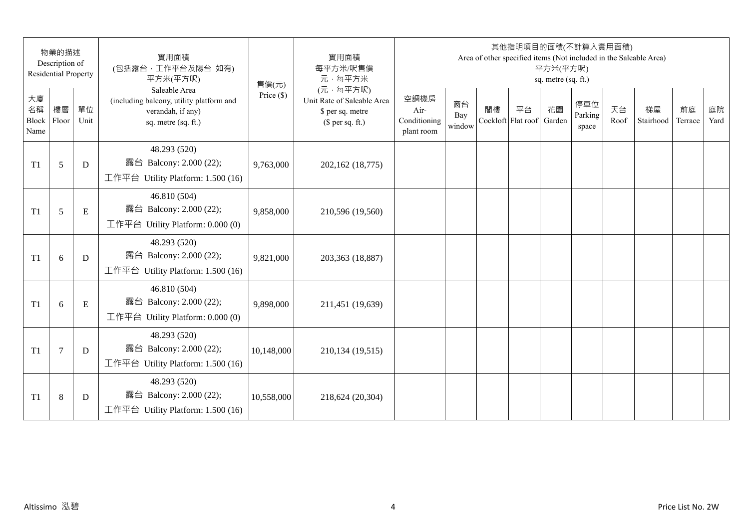| 物業的描述 Description of Residential Property | | | 實用面積 (包括露台，工作平台及陽台 如有) 平方米(平方呎) Saleable Area (including balcony, utility platform and verandah, if any) sq. metre (sq. ft.) | 售價(元) Price ($) | 實用面積 每平方米/呎售價 元，每平方米 (元，每平方呎) Unit Rate of Saleable Area $ per sq. metre ($ per sq. ft.) | 其他指明項目的面積(不計算入實用面積) Area of other specified items (Not included in the Saleable Area) 平方米(平方呎) sq. metre (sq. ft.) | | | | | | | | | |
|---|---|---|---|---|---|---|---|---|---|---|---|---|---|---|---|
| 大廈名稱 Block Name | 樓層 Floor | 單位 Unit | | | | 空調機房 Air-Conditioning plant room | 窗台 Bay window | 閣樓 Cockloft | 平台 Flat roof | 花園 Garden | 停車位 Parking space | 天台 Roof | 梯屋 Stairhood | 前庭 Terrace | 庭院 Yard |
| T1 | 5 | D | 48.293 (520) 露台 Balcony: 2.000 (22); 工作平台 Utility Platform: 1.500 (16) | 9,763,000 | 202,162 (18,775) | | | | | | | | | | |
| T1 | 5 | E | 46.810 (504) 露台 Balcony: 2.000 (22); 工作平台 Utility Platform: 0.000 (0) | 9,858,000 | 210,596 (19,560) | | | | | | | | | | |
| T1 | 6 | D | 48.293 (520) 露台 Balcony: 2.000 (22); 工作平台 Utility Platform: 1.500 (16) | 9,821,000 | 203,363 (18,887) | | | | | | | | | | |
| T1 | 6 | E | 46.810 (504) 露台 Balcony: 2.000 (22); 工作平台 Utility Platform: 0.000 (0) | 9,898,000 | 211,451 (19,639) | | | | | | | | | | |
| T1 | 7 | D | 48.293 (520) 露台 Balcony: 2.000 (22); 工作平台 Utility Platform: 1.500 (16) | 10,148,000 | 210,134 (19,515) | | | | | | | | | | |
| T1 | 8 | D | 48.293 (520) 露台 Balcony: 2.000 (22); 工作平台 Utility Platform: 1.500 (16) | 10,558,000 | 218,624 (20,304) | | | | | | | | | | |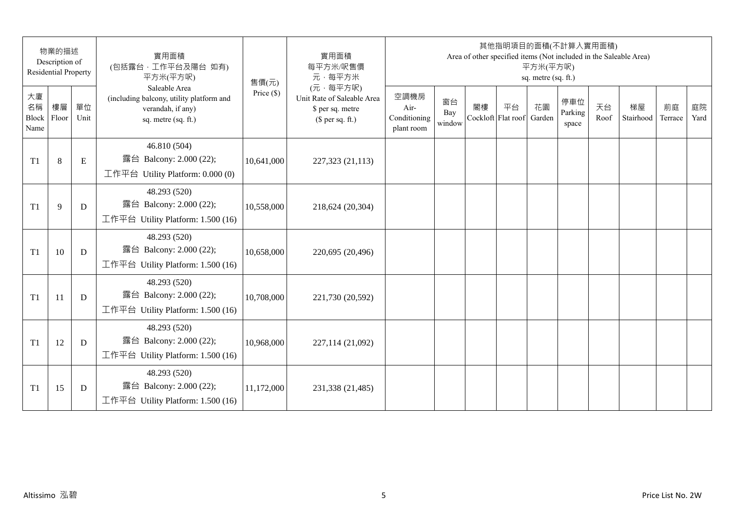| 物業的描述 Description of Residential Property | | | 實用面積 (包括露台．工作平台及陽台 如有) 平方米(平方呎) Saleable Area (including balcony, utility platform and verandah, if any) sq. metre (sq. ft.) | 售價(元) Price ($) | 實用面積 每平方米/呎售價 元．每平方米 (元．每平方呎) Unit Rate of Saleable Area $ per sq. metre ($ per sq. ft.) | 其他指明項目的面積(不計算入實用面積) Area of other specified items (Not included in the Saleable Area) 平方米(平方呎) sq. metre (sq. ft.) | | | | | | | | | |
|---|---|---|---|---|---|---|---|---|---|---|---|---|---|---|---|
| 大廈名稱 Block Name | 樓層 Floor | 單位 Unit | | | | 空調機房 Air-Conditioning plant room | 窗台 Bay window | 閣樓 Cockloft | 平台 Flat roof | 花園 Garden | 停車位 Parking space | 天台 Roof | 梯屋 Stairhood | 前庭 Terrace | 庭院 Yard |
| T1 | 8 | E | 46.810 (504) 露台 Balcony: 2.000 (22); 工作平台 Utility Platform: 0.000 (0) | 10,641,000 | 227,323 (21,113) | | | | | | | | | | |
| T1 | 9 | D | 48.293 (520) 露台 Balcony: 2.000 (22); 工作平台 Utility Platform: 1.500 (16) | 10,558,000 | 218,624 (20,304) | | | | | | | | | | |
| T1 | 10 | D | 48.293 (520) 露台 Balcony: 2.000 (22); 工作平台 Utility Platform: 1.500 (16) | 10,658,000 | 220,695 (20,496) | | | | | | | | | | |
| T1 | 11 | D | 48.293 (520) 露台 Balcony: 2.000 (22); 工作平台 Utility Platform: 1.500 (16) | 10,708,000 | 221,730 (20,592) | | | | | | | | | | |
| T1 | 12 | D | 48.293 (520) 露台 Balcony: 2.000 (22); 工作平台 Utility Platform: 1.500 (16) | 10,968,000 | 227,114 (21,092) | | | | | | | | | | |
| T1 | 15 | D | 48.293 (520) 露台 Balcony: 2.000 (22); 工作平台 Utility Platform: 1.500 (16) | 11,172,000 | 231,338 (21,485) | | | | | | | | | | |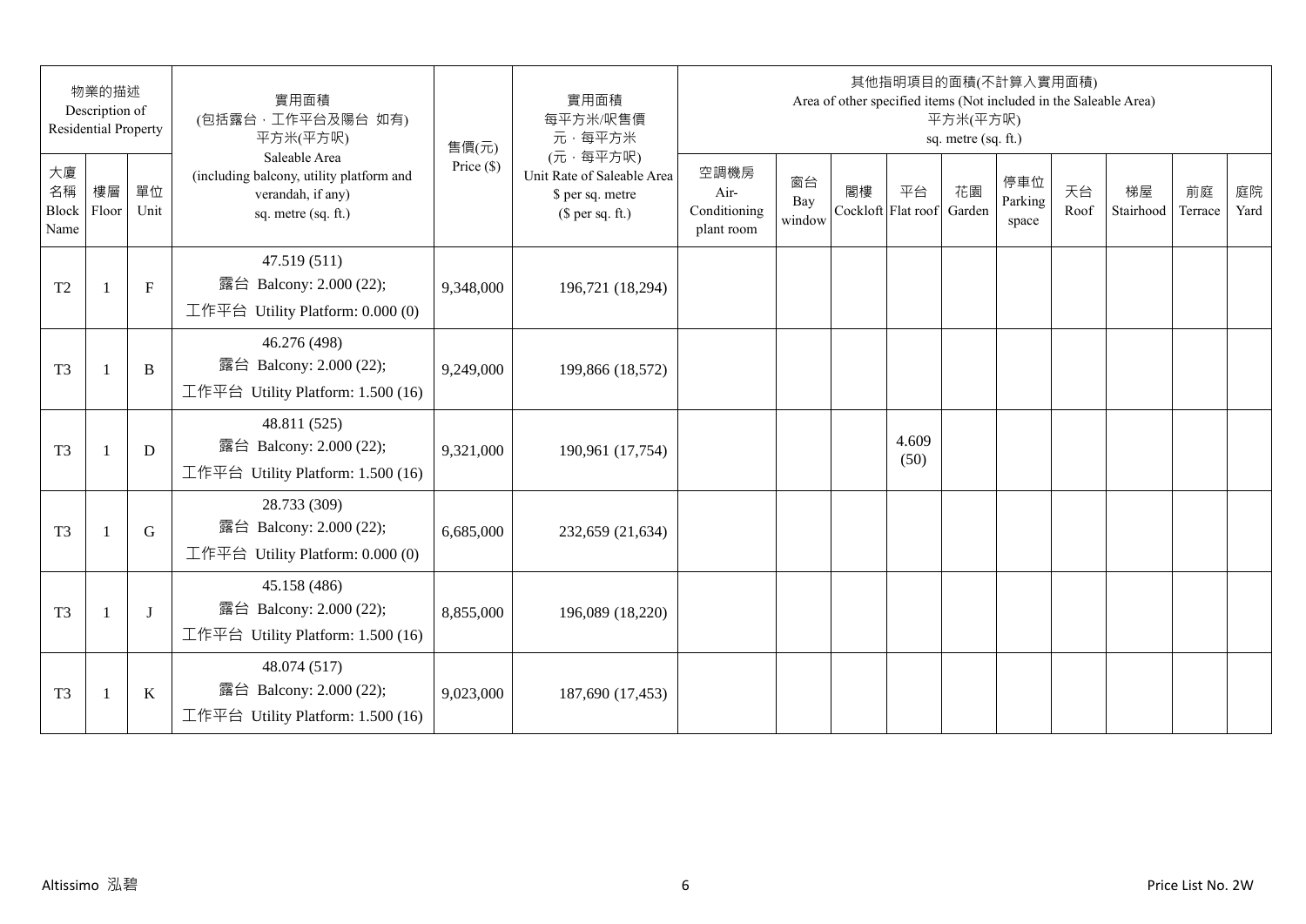| 物業的描述 Description of Residential Property | | | 實用面積 (包括露台，工作平台及陽台 如有) 平方米(平方呎) Saleable Area (including balcony, utility platform and verandah, if any) sq. metre (sq. ft.) | 售價(元) Price ($) | 實用面積 每平方米/呎售價 元，每平方米 (元，每平方呎) Unit Rate of Saleable Area $ per sq. metre ($ per sq. ft.) | 其他指明項目的面積(不計算入實用面積) Area of other specified items (Not included in the Saleable Area) 平方米(平方呎) sq. metre (sq. ft.) | | | | | | | | | |
|---|---|---|---|---|---|---|---|---|---|---|---|---|---|---|---|
| 大廈名稱 Block Name | 樓層 Floor | 單位 Unit | | | | 空調機房 Air-Conditioning plant room | 窗台 Bay window | 閣樓 Cockloft | 平台 Flat roof | 花園 Garden | 停車位 Parking space | 天台 Roof | 梯屋 Stairhood | 前庭 Terrace | 庭院 Yard |
| T2 | 1 | F | 47.519 (511) 露台 Balcony: 2.000 (22); 工作平台 Utility Platform: 0.000 (0) | 9,348,000 | 196,721 (18,294) | | | | | | | | | | |
| T3 | 1 | B | 46.276 (498) 露台 Balcony: 2.000 (22); 工作平台 Utility Platform: 1.500 (16) | 9,249,000 | 199,866 (18,572) | | | | | | | | | | |
| T3 | 1 | D | 48.811 (525) 露台 Balcony: 2.000 (22); 工作平台 Utility Platform: 1.500 (16) | 9,321,000 | 190,961 (17,754) | | | | 4.609 (50) | | | | | | |
| T3 | 1 | G | 28.733 (309) 露台 Balcony: 2.000 (22); 工作平台 Utility Platform: 0.000 (0) | 6,685,000 | 232,659 (21,634) | | | | | | | | | | |
| T3 | 1 | J | 45.158 (486) 露台 Balcony: 2.000 (22); 工作平台 Utility Platform: 1.500 (16) | 8,855,000 | 196,089 (18,220) | | | | | | | | | | |
| T3 | 1 | K | 48.074 (517) 露台 Balcony: 2.000 (22); 工作平台 Utility Platform: 1.500 (16) | 9,023,000 | 187,690 (17,453) | | | | | | | | | | |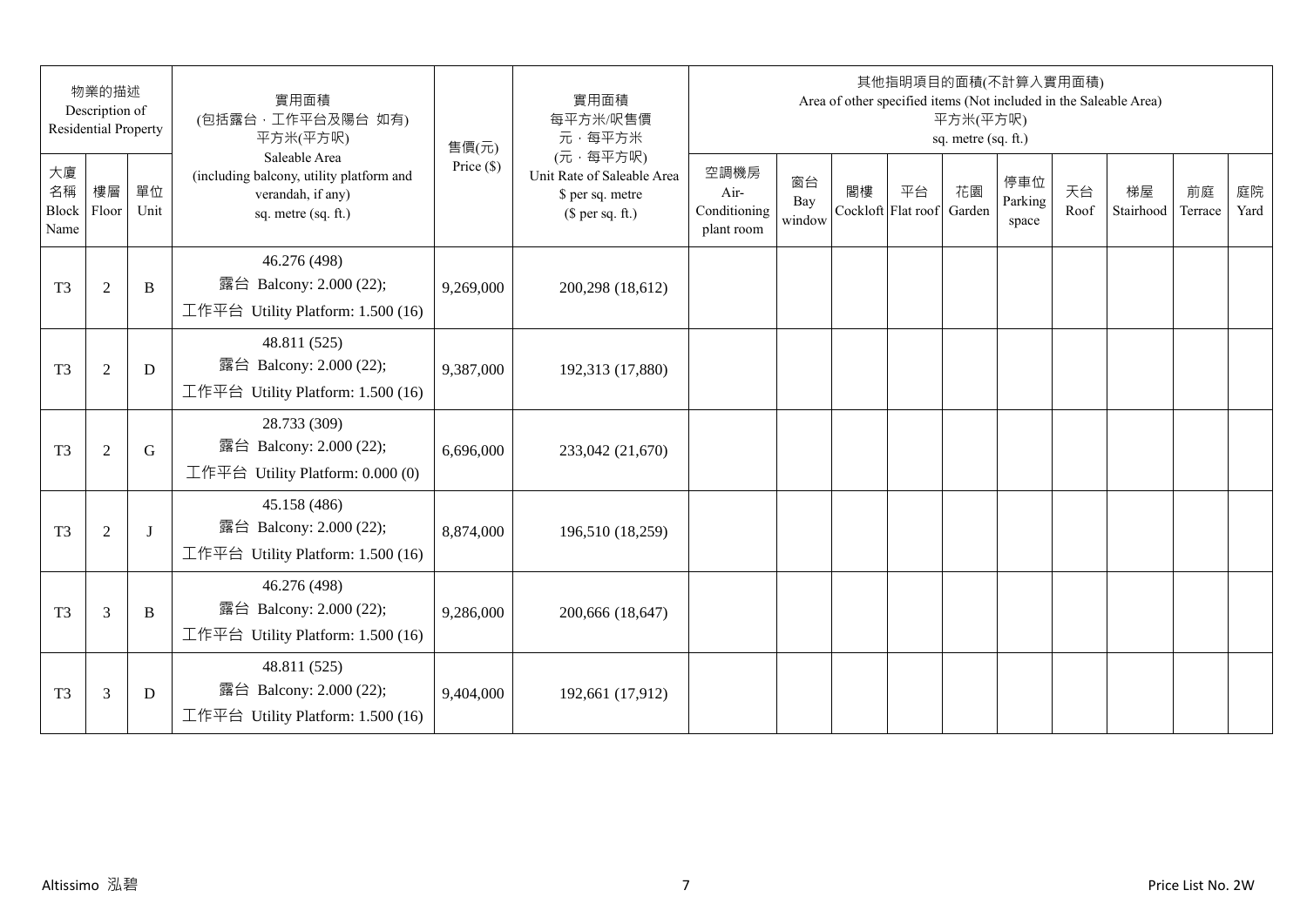| 物業的描述 Description of Residential Property | | | 實用面積 (包括露台，工作平台及陽台 如有) 平方米(平方呎) Saleable Area (including balcony, utility platform and verandah, if any) sq. metre (sq. ft.) | 售價(元) Price ($) | 實用面積 每平方米/呎售價 元，每平方米 (元，每平方呎) Unit Rate of Saleable Area $ per sq. metre ($ per sq. ft.) | 其他指明項目的面積(不計算入實用面積) Area of other specified items (Not included in the Saleable Area) 平方米(平方呎) sq. metre (sq. ft.) | | | | | | | | | |
|---|---|---|---|---|---|---|---|---|---|---|---|---|---|---|---|
| 大廈名稱 Block Name | 樓層 Floor | 單位 Unit | | | | 空調機房 Air-Conditioning plant room | 窗台 Bay window | 閣樓 Cockloft | 平台 Flat roof | 花園 Garden | 停車位 Parking space | 天台 Roof | 梯屋 Stairhood | 前庭 Terrace | 庭院 Yard |
| T3 | 2 | B | 46.276 (498) 露台 Balcony: 2.000 (22); 工作平台 Utility Platform: 1.500 (16) | 9,269,000 | 200,298 (18,612) | | | | | | | | | | |
| T3 | 2 | D | 48.811 (525) 露台 Balcony: 2.000 (22); 工作平台 Utility Platform: 1.500 (16) | 9,387,000 | 192,313 (17,880) | | | | | | | | | | |
| T3 | 2 | G | 28.733 (309) 露台 Balcony: 2.000 (22); 工作平台 Utility Platform: 0.000 (0) | 6,696,000 | 233,042 (21,670) | | | | | | | | | | |
| T3 | 2 | J | 45.158 (486) 露台 Balcony: 2.000 (22); 工作平台 Utility Platform: 1.500 (16) | 8,874,000 | 196,510 (18,259) | | | | | | | | | | |
| T3 | 3 | B | 46.276 (498) 露台 Balcony: 2.000 (22); 工作平台 Utility Platform: 1.500 (16) | 9,286,000 | 200,666 (18,647) | | | | | | | | | | |
| T3 | 3 | D | 48.811 (525) 露台 Balcony: 2.000 (22); 工作平台 Utility Platform: 1.500 (16) | 9,404,000 | 192,661 (17,912) | | | | | | | | | | |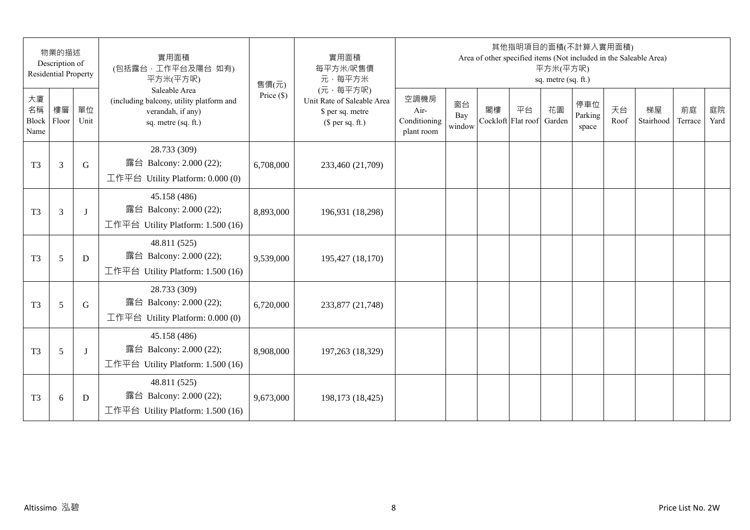| 物業的描述 Description of Residential Property | | | 實用面積 (包括露台．工作平台及陽台 如有) 平方米(平方呎) Saleable Area (including balcony, utility platform and verandah, if any) sq. metre (sq. ft.) | 售價(元) Price ($) | 實用面積 每平方米/呎售價 元．每平方米 (元．每平方呎) Unit Rate of Saleable Area $ per sq. metre ($ per sq. ft.) | 其他指明項目的面積(不計算入實用面積) Area of other specified items (Not included in the Saleable Area) 平方米(平方呎) sq. metre (sq. ft.) | | | | | | | | | |
|---|---|---|---|---|---|---|---|---|---|---|---|---|---|---|---|
| 大廈名稱 Block Name | 樓層 Floor | 單位 Unit | | | | 空調機房 Air-Conditioning plant room | 窗台 Bay window | 閣樓 Cockloft | 平台 Flat roof | 花園 Garden | 停車位 Parking space | 天台 Roof | 梯屋 Stairhood | 前庭 Terrace | 庭院 Yard |
| T3 | 3 | G | 28.733 (309) 露台 Balcony: 2.000 (22); 工作平台 Utility Platform: 0.000 (0) | 6,708,000 | 233,460 (21,709) | | | | | | | | | | |
| T3 | 3 | J | 45.158 (486) 露台 Balcony: 2.000 (22); 工作平台 Utility Platform: 1.500 (16) | 8,893,000 | 196,931 (18,298) | | | | | | | | | | |
| T3 | 5 | D | 48.811 (525) 露台 Balcony: 2.000 (22); 工作平台 Utility Platform: 1.500 (16) | 9,539,000 | 195,427 (18,170) | | | | | | | | | | |
| T3 | 5 | G | 28.733 (309) 露台 Balcony: 2.000 (22); 工作平台 Utility Platform: 0.000 (0) | 6,720,000 | 233,877 (21,748) | | | | | | | | | | |
| T3 | 5 | J | 45.158 (486) 露台 Balcony: 2.000 (22); 工作平台 Utility Platform: 1.500 (16) | 8,908,000 | 197,263 (18,329) | | | | | | | | | | |
| T3 | 6 | D | 48.811 (525) 露台 Balcony: 2.000 (22); 工作平台 Utility Platform: 1.500 (16) | 9,673,000 | 198,173 (18,425) | | | | | | | | | | |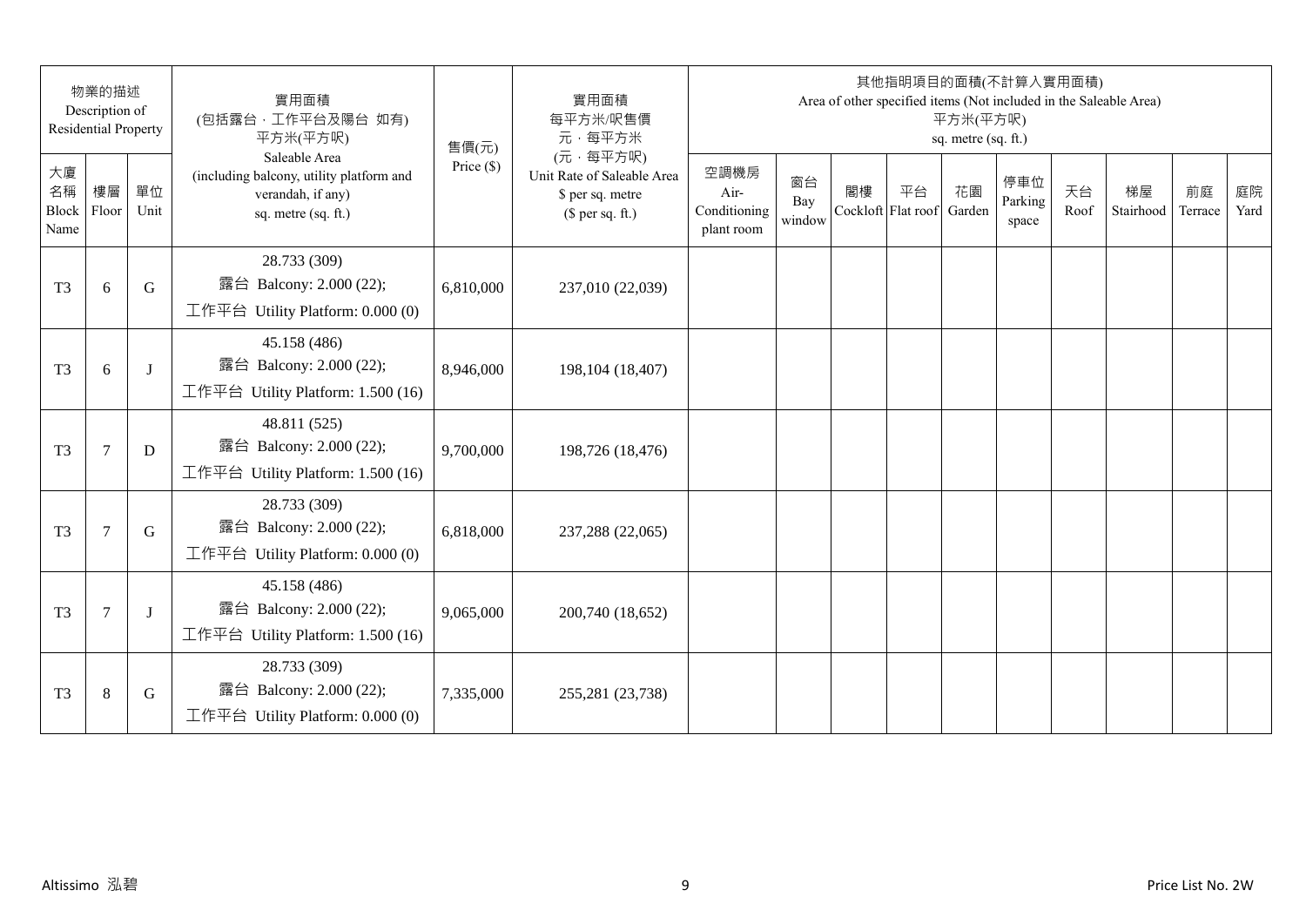| 物業的描述 Description of Residential Property | | | 實用面積 (包括露台．工作平台及陽台 如有) 平方米(平方呎) Saleable Area (including balcony, utility platform and verandah, if any) sq. metre (sq. ft.) | 售價(元) Price ($) | 實用面積 每平方米/呎售價 元．每平方米 (元．每平方呎) Unit Rate of Saleable Area $ per sq. metre ($ per sq. ft.) | 其他指明項目的面積(不計算入實用面積) Area of other specified items (Not included in the Saleable Area) 平方米(平方呎) sq. metre (sq. ft.) | | | | | | | | | |
|---|---|---|---|---|---|---|---|---|---|---|---|---|---|---|---|
| 大廈名稱 Block Name | 樓層 Floor | 單位 Unit | | | | 空調機房 Air-Conditioning plant room | 窗台 Bay window | 閣樓 Cockloft | 平台 Flat roof | 花園 Garden | 停車位 Parking space | 天台 Roof | 梯屋 Stairhood | 前庭 Terrace | 庭院 Yard |
| T3 | 6 | G | 28.733 (309) 露台 Balcony: 2.000 (22); 工作平台 Utility Platform: 0.000 (0) | 6,810,000 | 237,010 (22,039) | | | | | | | | | | |
| T3 | 6 | J | 45.158 (486) 露台 Balcony: 2.000 (22); 工作平台 Utility Platform: 1.500 (16) | 8,946,000 | 198,104 (18,407) | | | | | | | | | | |
| T3 | 7 | D | 48.811 (525) 露台 Balcony: 2.000 (22); 工作平台 Utility Platform: 1.500 (16) | 9,700,000 | 198,726 (18,476) | | | | | | | | | | |
| T3 | 7 | G | 28.733 (309) 露台 Balcony: 2.000 (22); 工作平台 Utility Platform: 0.000 (0) | 6,818,000 | 237,288 (22,065) | | | | | | | | | | |
| T3 | 7 | J | 45.158 (486) 露台 Balcony: 2.000 (22); 工作平台 Utility Platform: 1.500 (16) | 9,065,000 | 200,740 (18,652) | | | | | | | | | | |
| T3 | 8 | G | 28.733 (309) 露台 Balcony: 2.000 (22); 工作平台 Utility Platform: 0.000 (0) | 7,335,000 | 255,281 (23,738) | | | | | | | | | | |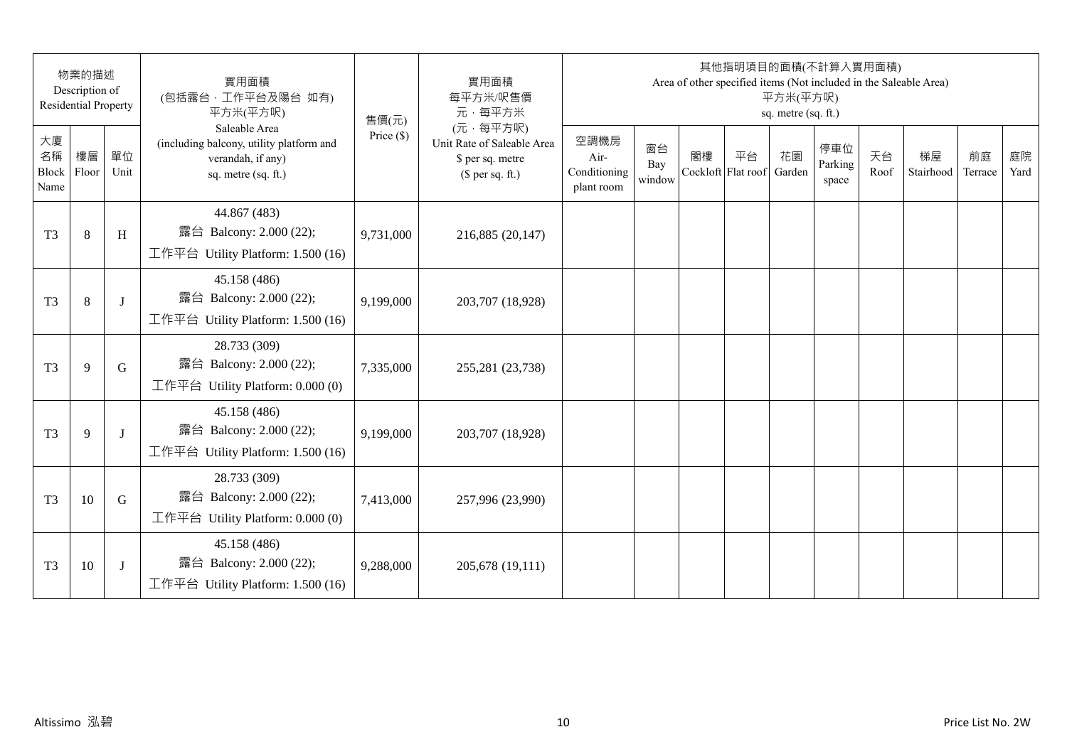| 物業的描述 Description of Residential Property | | | 實用面積 (包括露台，工作平台及陽台 如有) 平方米(平方呎) Saleable Area (including balcony, utility platform and verandah, if any) sq. metre (sq. ft.) | 售價(元) Price ($) | 實用面積 每平方米/呎售價 元，每平方米 (元，每平方呎) Unit Rate of Saleable Area $ per sq. metre ($ per sq. ft.) | 其他指明項目的面積(不計算入實用面積) Area of other specified items (Not included in the Saleable Area) 平方米(平方呎) sq. metre (sq. ft.) | | | | | | | | | |
|---|---|---|---|---|---|---|---|---|---|---|---|---|---|---|---|
| 大廈名稱 Block Name | 樓層 Floor | 單位 Unit | | | | 空調機房 Air-Conditioning plant room | 窗台 Bay window | 閣樓 Cockloft | 平台 Flat roof | 花園 Garden | 停車位 Parking space | 天台 Roof | 梯屋 Stairhood | 前庭 Terrace | 庭院 Yard |
| T3 | 8 | H | 44.867 (483) 露台 Balcony: 2.000 (22); 工作平台 Utility Platform: 1.500 (16) | 9,731,000 | 216,885 (20,147) | | | | | | | | | | |
| T3 | 8 | J | 45.158 (486) 露台 Balcony: 2.000 (22); 工作平台 Utility Platform: 1.500 (16) | 9,199,000 | 203,707 (18,928) | | | | | | | | | | |
| T3 | 9 | G | 28.733 (309) 露台 Balcony: 2.000 (22); 工作平台 Utility Platform: 0.000 (0) | 7,335,000 | 255,281 (23,738) | | | | | | | | | | |
| T3 | 9 | J | 45.158 (486) 露台 Balcony: 2.000 (22); 工作平台 Utility Platform: 1.500 (16) | 9,199,000 | 203,707 (18,928) | | | | | | | | | | |
| T3 | 10 | G | 28.733 (309) 露台 Balcony: 2.000 (22); 工作平台 Utility Platform: 0.000 (0) | 7,413,000 | 257,996 (23,990) | | | | | | | | | | |
| T3 | 10 | J | 45.158 (486) 露台 Balcony: 2.000 (22); 工作平台 Utility Platform: 1.500 (16) | 9,288,000 | 205,678 (19,111) | | | | | | | | | | |

Altissimo 泓碧

Price List No. 2W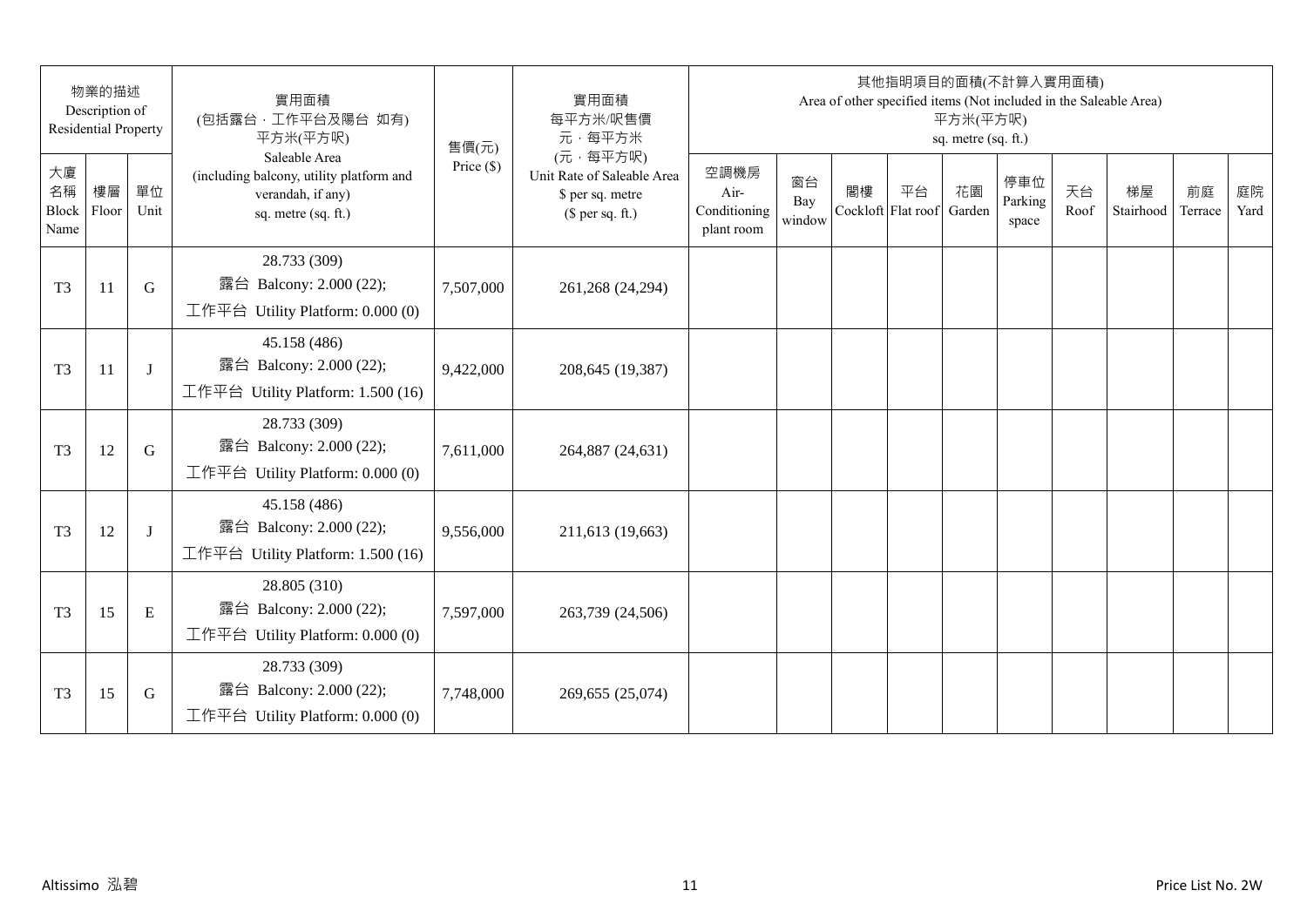| 物業的描述 Description of Residential Property | | | 實用面積 (包括露台，工作平台及陽台 如有) 平方米(平方呎) Saleable Area (including balcony, utility platform and verandah, if any) sq. metre (sq. ft.) | 售價(元) Price ($) | 實用面積 每平方米/呎售價 元，每平方米 (元，每平方呎) Unit Rate of Saleable Area $ per sq. metre ($ per sq. ft.) | 其他指明項目的面積(不計算入實用面積) Area of other specified items (Not included in the Saleable Area) 平方米(平方呎) sq. metre (sq. ft.) | | | | | | | | | |
|---|---|---|---|---|---|---|---|---|---|---|---|---|---|---|---|
| 大廈名稱 Block Name | 樓層 Floor | 單位 Unit | | | | 空調機房 Air-Conditioning plant room | 窗台 Bay window | 閣樓 Cockloft | 平台 Flat roof | 花園 Garden | 停車位 Parking space | 天台 Roof | 梯屋 Stairhood | 前庭 Terrace | 庭院 Yard |
| T3 | 11 | G | 28.733 (309) 露台 Balcony: 2.000 (22); 工作平台 Utility Platform: 0.000 (0) | 7,507,000 | 261,268 (24,294) | | | | | | | | | | |
| T3 | 11 | J | 45.158 (486) 露台 Balcony: 2.000 (22); 工作平台 Utility Platform: 1.500 (16) | 9,422,000 | 208,645 (19,387) | | | | | | | | | | |
| T3 | 12 | G | 28.733 (309) 露台 Balcony: 2.000 (22); 工作平台 Utility Platform: 0.000 (0) | 7,611,000 | 264,887 (24,631) | | | | | | | | | | |
| T3 | 12 | J | 45.158 (486) 露台 Balcony: 2.000 (22); 工作平台 Utility Platform: 1.500 (16) | 9,556,000 | 211,613 (19,663) | | | | | | | | | | |
| T3 | 15 | E | 28.805 (310) 露台 Balcony: 2.000 (22); 工作平台 Utility Platform: 0.000 (0) | 7,597,000 | 263,739 (24,506) | | | | | | | | | | |
| T3 | 15 | G | 28.733 (309) 露台 Balcony: 2.000 (22); 工作平台 Utility Platform: 0.000 (0) | 7,748,000 | 269,655 (25,074) | | | | | | | | | | |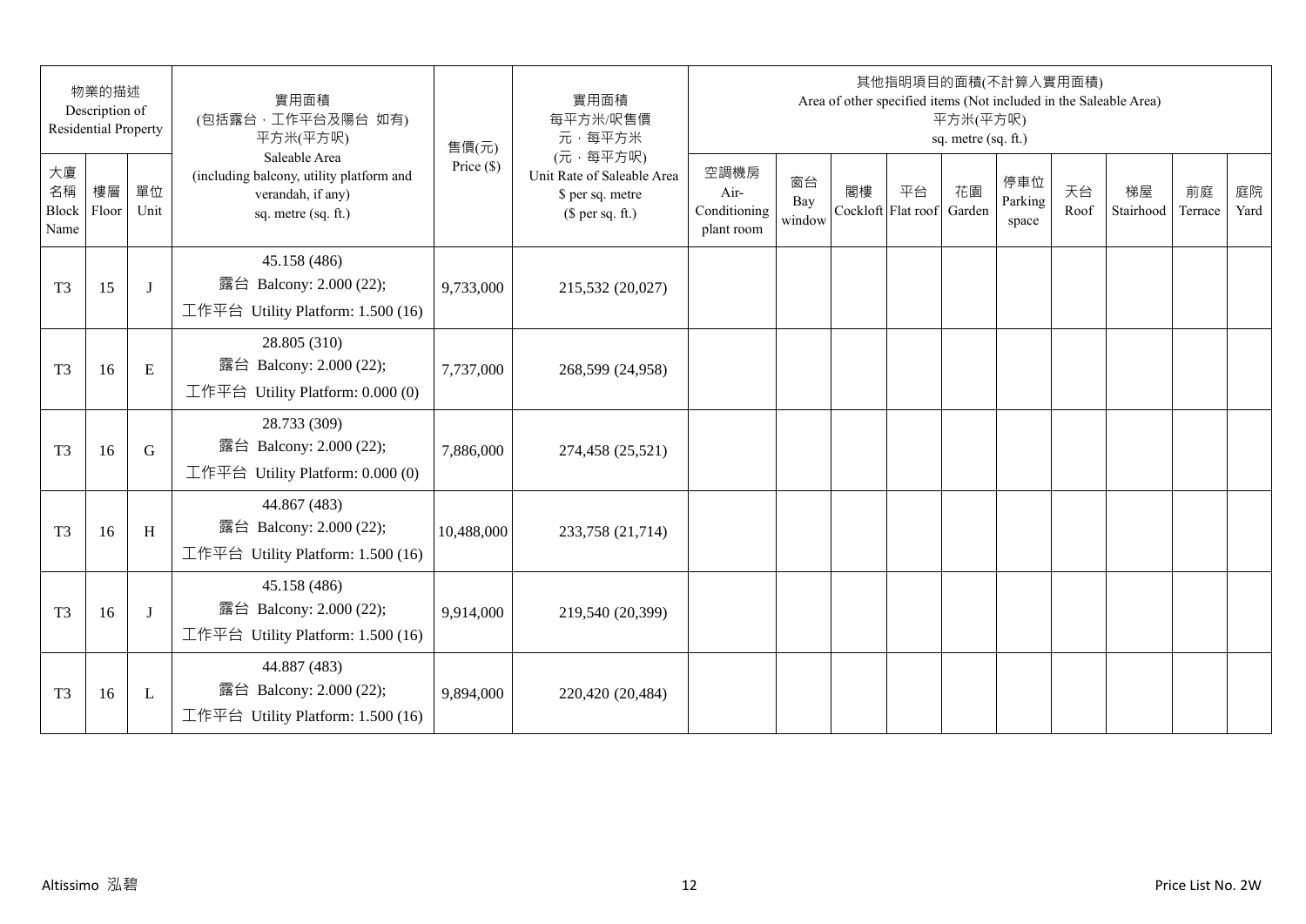| 物業的描述 Description of Residential Property | | | 實用面積 (包括露台．工作平台及陽台 如有) 平方米(平方呎) | 售價(元) | 實用面積 每平方米/呎售價 元．每平方米 | 其他指明項目的面積(不計算入實用面積) Area of other specified items (Not included in the Saleable Area) 平方米(平方呎) sq. metre (sq. ft.) | | | | | | | | | |
|---|---|---|---|---|---|---|---|---|---|---|---|---|---|---|---|
| 大廈名稱 Block Name | 樓層 Floor | 單位 Unit | Saleable Area (including balcony, utility platform and verandah, if any) sq. metre (sq. ft.) | Price ($) | (元．每平方呎) Unit Rate of Saleable Area $ per sq. metre ($ per sq. ft.) | 空調機房 Air-Conditioning plant room | 窗台 Bay window | 閣樓 Cockloft | 平台 Flat roof | 花園 Garden | 停車位 Parking space | 天台 Roof | 梯屋 Stairhood | 前庭 Terrace | 庭院 Yard |
| T3 | 15 | J | 45.158 (486) 露台 Balcony: 2.000 (22); 工作平台 Utility Platform: 1.500 (16) | 9,733,000 | 215,532 (20,027) | | | | | | | | | | |
| T3 | 16 | E | 28.805 (310) 露台 Balcony: 2.000 (22); 工作平台 Utility Platform: 0.000 (0) | 7,737,000 | 268,599 (24,958) | | | | | | | | | | |
| T3 | 16 | G | 28.733 (309) 露台 Balcony: 2.000 (22); 工作平台 Utility Platform: 0.000 (0) | 7,886,000 | 274,458 (25,521) | | | | | | | | | | |
| T3 | 16 | H | 44.867 (483) 露台 Balcony: 2.000 (22); 工作平台 Utility Platform: 1.500 (16) | 10,488,000 | 233,758 (21,714) | | | | | | | | | | |
| T3 | 16 | J | 45.158 (486) 露台 Balcony: 2.000 (22); 工作平台 Utility Platform: 1.500 (16) | 9,914,000 | 219,540 (20,399) | | | | | | | | | | |
| T3 | 16 | L | 44.887 (483) 露台 Balcony: 2.000 (22); 工作平台 Utility Platform: 1.500 (16) | 9,894,000 | 220,420 (20,484) | | | | | | | | | | |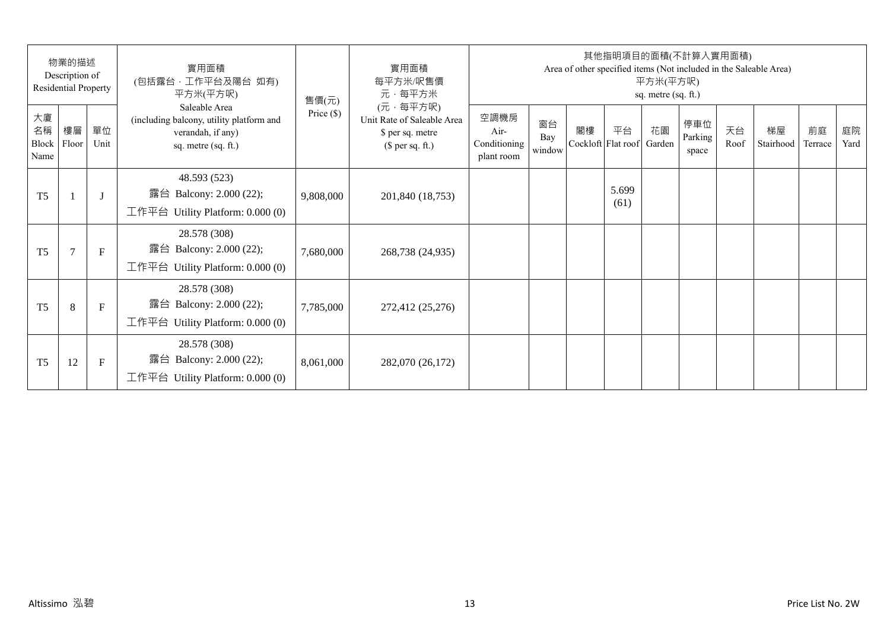| 物業的描述 Description of Residential Property | | | 實用面積 (包括露台，工作平台及陽台 如有) 平方米(平方呎) Saleable Area (including balcony, utility platform and verandah, if any) sq. metre (sq. ft.) | 售價(元) Price ($) | 實用面積 每平方米/呎售價 元，每平方米 (元，每平方呎) Unit Rate of Saleable Area $ per sq. metre ($ per sq. ft.) | 其他指明項目的面積(不計算入實用面積) Area of other specified items (Not included in the Saleable Area) 平方米(平方呎) sq. metre (sq. ft.) | | | | | | | | | |
|---|---|---|---|---|---|---|---|---|---|---|---|---|---|---|---|
| 大廈名稱 Block Name | 樓層 Floor | 單位 Unit | | | | 空調機房 Air-Conditioning plant room | 窗台 Bay window | 閣樓 Cockloft | 平台 Flat roof | 花園 Garden | 停車位 Parking space | 天台 Roof | 梯屋 Stairhood | 前庭 Terrace | 庭院 Yard |
| T5 | 1 | J | 48.593 (523) 露台 Balcony: 2.000 (22); 工作平台 Utility Platform: 0.000 (0) | 9,808,000 | 201,840 (18,753) | | | | 5.699 (61) | | | | | | |
| T5 | 7 | F | 28.578 (308) 露台 Balcony: 2.000 (22); 工作平台 Utility Platform: 0.000 (0) | 7,680,000 | 268,738 (24,935) | | | | | | | | | | |
| T5 | 8 | F | 28.578 (308) 露台 Balcony: 2.000 (22); 工作平台 Utility Platform: 0.000 (0) | 7,785,000 | 272,412 (25,276) | | | | | | | | | | |
| T5 | 12 | F | 28.578 (308) 露台 Balcony: 2.000 (22); 工作平台 Utility Platform: 0.000 (0) | 8,061,000 | 282,070 (26,172) | | | | | | | | | | |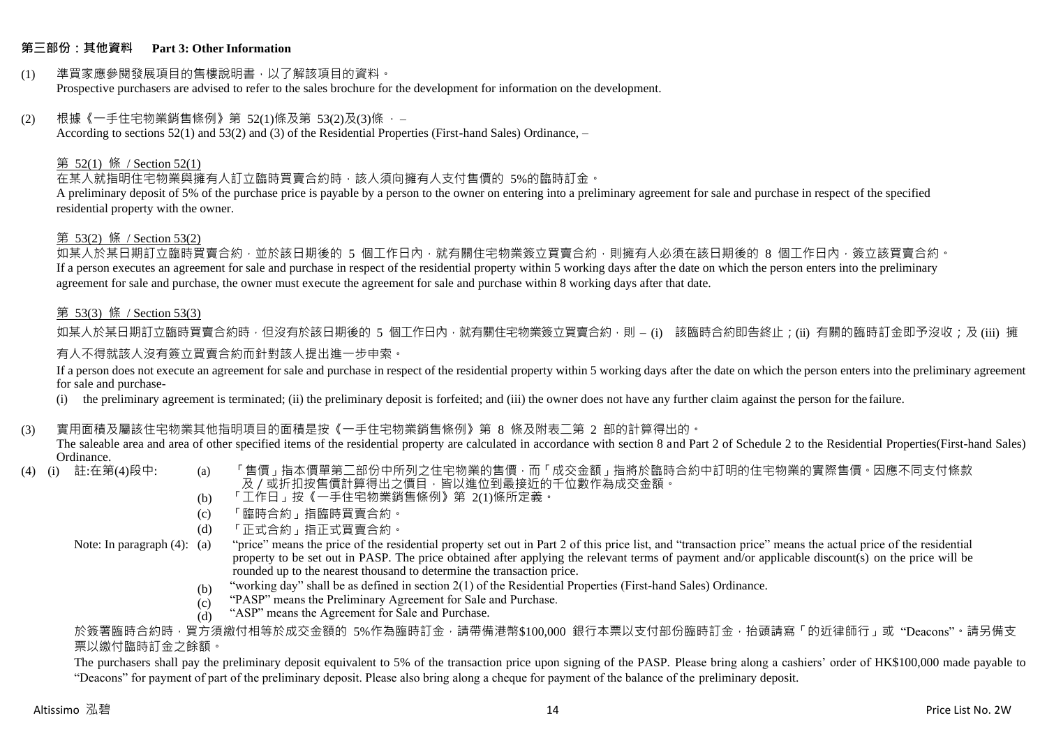## 第三部份：其他資料 Part 3: Other Information

(1) 準買家應參閱發展項目的售樓說明書，以了解該項目的資料。
Prospective purchasers are advised to refer to the sales brochure for the development for information on the development.

(2) 根據《一手住宅物業銷售條例》第 52(1)條及第 53(2)及(3)條 ，–
According to sections 52(1) and 53(2) and (3) of the Residential Properties (First-hand Sales) Ordinance, –

第 52(1) 條 / Section 52(1)

在某人就指明住宅物業與擁有人訂立臨時買賣合約時，該人須向擁有人支付售價的 5%的臨時訂金。
A preliminary deposit of 5% of the purchase price is payable by a person to the owner on entering into a preliminary agreement for sale and purchase in respect of the specified residential property with the owner.

第 53(2) 條 / Section 53(2)

如某人於某日期訂立臨時買賣合約，並於該日期後的 5 個工作日內，就有關住宅物業簽立買賣合約，則擁有人必須在該日期後的 8 個工作日內，簽立該買賣合約。
If a person executes an agreement for sale and purchase in respect of the residential property within 5 working days after the date on which the person enters into the preliminary agreement for sale and purchase, the owner must execute the agreement for sale and purchase within 8 working days after that date.

第 53(3) 條 / Section 53(3)

如某人於某日期訂立臨時買賣合約時，但沒有於該日期後的 5 個工作日內，就有關住宅物業簽立買賣合約，則 – (i) 該臨時合約即告終止；(ii) 有關的臨時訂金即予沒收；及 (iii) 擁有人不得就該人沒有簽立買賣合約而針對該人提出進一步申索。

If a person does not execute an agreement for sale and purchase in respect of the residential property within 5 working days after the date on which the person enters into the preliminary agreement for sale and purchase-

(i) the preliminary agreement is terminated; (ii) the preliminary deposit is forfeited; and (iii) the owner does not have any further claim against the person for the failure.

(3) 實用面積及屬該住宅物業其他指明項目的面積是按《一手住宅物業銷售條例》第 8 條及附表二第 2 部的計算得出的。
The saleable area and area of other specified items of the residential property are calculated in accordance with section 8 and Part 2 of Schedule 2 to the Residential Properties(First-hand Sales) Ordinance.

(4) (i) 註:在第(4)段中:

(a) 「售價」指本價單第二部份中所列之住宅物業的售價，而「成交金額」指將於臨時合約中訂明的住宅物業的實際售價。因應不同支付條款及／或折扣按售價計算得出之價目，皆以進位到最接近的千位數作為成交金額。
(b) 「工作日」按《一手住宅物業銷售條例》第 2(1)條所定義。
(c) 「臨時合約」指臨時買賣合約。
(d) 「正式合約」指正式買賣合約。

Note: In paragraph (4):

(a) "price" means the price of the residential property set out in Part 2 of this price list, and "transaction price" means the actual price of the residential property to be set out in PASP. The price obtained after applying the relevant terms of payment and/or applicable discount(s) on the price will be rounded up to the nearest thousand to determine the transaction price.
(b) "working day" shall be as defined in section 2(1) of the Residential Properties (First-hand Sales) Ordinance.
(c) "PASP" means the Preliminary Agreement for Sale and Purchase.
(d) "ASP" means the Agreement for Sale and Purchase.

於簽署臨時合約時，買方須繳付相等於成交金額的 5%作為臨時訂金，請帶備港幣$100,000 銀行本票以支付部份臨時訂金，抬頭請寫「的近律師行」或 "Deacons"。請另備支票以繳付臨時訂金之餘額。

The purchasers shall pay the preliminary deposit equivalent to 5% of the transaction price upon signing of the PASP. Please bring along a cashiers' order of HK$100,000 made payable to "Deacons" for payment of part of the preliminary deposit. Please also bring along a cheque for payment of the balance of the preliminary deposit.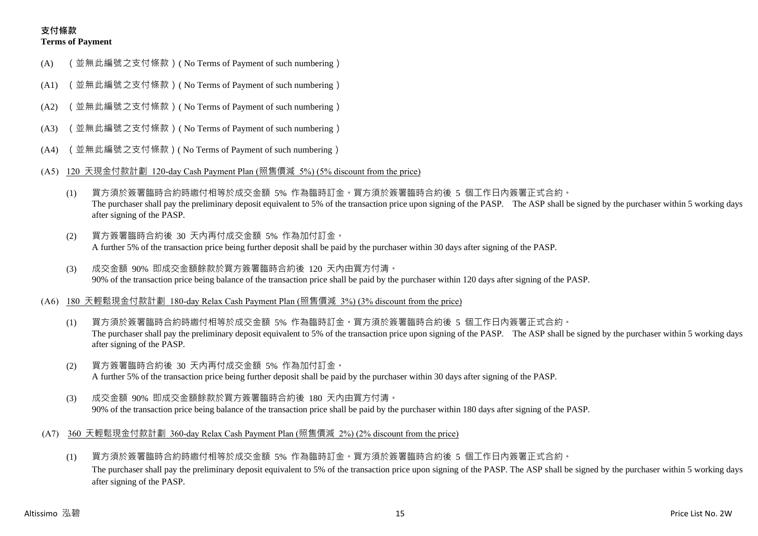## 支付條款
**Terms of Payment**

(A) （並無此編號之支付條款）( No Terms of Payment of such numbering ）

(A1) （並無此編號之支付條款）( No Terms of Payment of such numbering ）

(A2) （並無此編號之支付條款）( No Terms of Payment of such numbering ）

(A3) （並無此編號之支付條款）( No Terms of Payment of such numbering ）

(A4) （並無此編號之支付條款）( No Terms of Payment of such numbering ）

(A5) <u>120 天現金付款計劃 120-day Cash Payment Plan (照售價減 5%) (5% discount from the price)</u>

(1) 買方須於簽署臨時合約時繳付相等於成交金額 5% 作為臨時訂金。買方須於簽署臨時合約後 5 個工作日內簽署正式合約。
The purchaser shall pay the preliminary deposit equivalent to 5% of the transaction price upon signing of the PASP. The ASP shall be signed by the purchaser within 5 working days after signing of the PASP.

(2) 買方簽署臨時合約後 30 天內再付成交金額 5% 作為加付訂金。
A further 5% of the transaction price being further deposit shall be paid by the purchaser within 30 days after signing of the PASP.

(3) 成交金額 90% 即成交金額餘款於買方簽署臨時合約後 120 天內由買方付清。
90% of the transaction price being balance of the transaction price shall be paid by the purchaser within 120 days after signing of the PASP.

(A6) <u>180 天輕鬆現金付款計劃 180-day Relax Cash Payment Plan (照售價減 3%) (3% discount from the price)</u>

(1) 買方須於簽署臨時合約時繳付相等於成交金額 5% 作為臨時訂金。買方須於簽署臨時合約後 5 個工作日內簽署正式合約。
The purchaser shall pay the preliminary deposit equivalent to 5% of the transaction price upon signing of the PASP. The ASP shall be signed by the purchaser within 5 working days after signing of the PASP.

(2) 買方簽署臨時合約後 30 天內再付成交金額 5% 作為加付訂金。
A further 5% of the transaction price being further deposit shall be paid by the purchaser within 30 days after signing of the PASP.

(3) 成交金額 90% 即成交金額餘款於買方簽署臨時合約後 180 天內由買方付清。
90% of the transaction price being balance of the transaction price shall be paid by the purchaser within 180 days after signing of the PASP.

(A7) <u>360 天輕鬆現金付款計劃 360-day Relax Cash Payment Plan (照售價減 2%) (2% discount from the price)</u>

(1) 買方須於簽署臨時合約時繳付相等於成交金額 5% 作為臨時訂金。買方須於簽署臨時合約後 5 個工作日內簽署正式合約。
The purchaser shall pay the preliminary deposit equivalent to 5% of the transaction price upon signing of the PASP. The ASP shall be signed by the purchaser within 5 working days after signing of the PASP.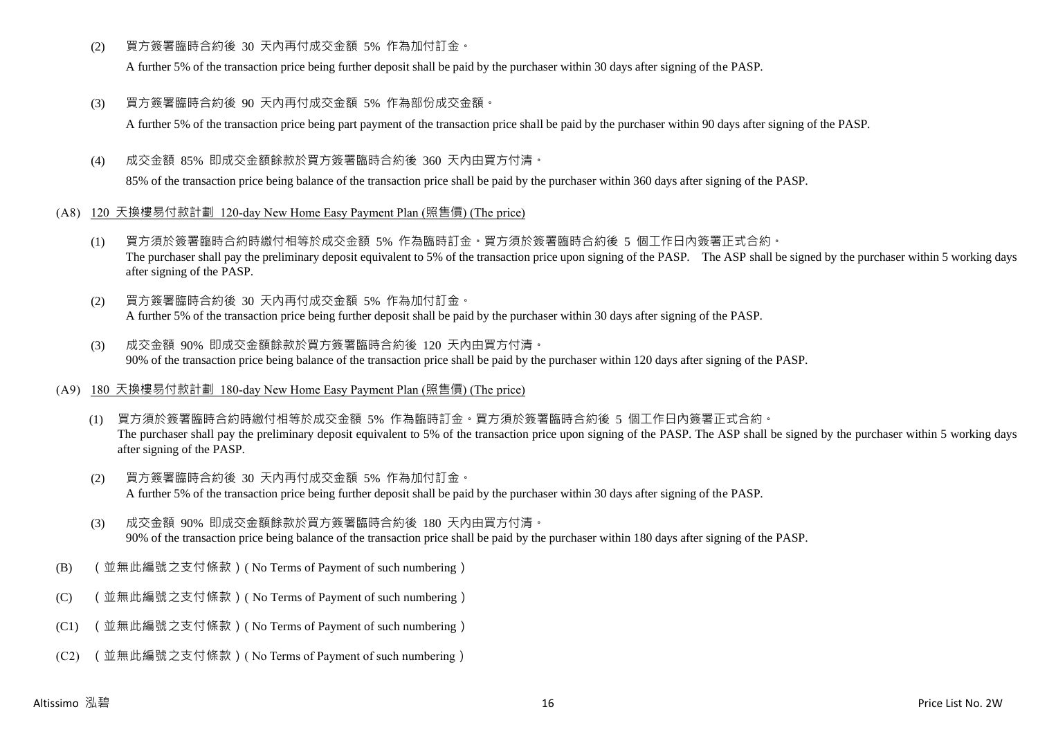(2) 買方簽署臨時合約後 30 天內再付成交金額 5% 作為加付訂金。

A further 5% of the transaction price being further deposit shall be paid by the purchaser within 30 days after signing of the PASP.

(3) 買方簽署臨時合約後 90 天內再付成交金額 5% 作為部份成交金額。

A further 5% of the transaction price being part payment of the transaction price shall be paid by the purchaser within 90 days after signing of the PASP.

(4) 成交金額 85% 即成交金額餘款於買方簽署臨時合約後 360 天內由買方付清。

85% of the transaction price being balance of the transaction price shall be paid by the purchaser within 360 days after signing of the PASP.

(A8) 120 天換樓易付款計劃 120-day New Home Easy Payment Plan (照售價) (The price)

(1) 買方須於簽署臨時合約時繳付相等於成交金額 5% 作為臨時訂金。買方須於簽署臨時合約後 5 個工作日內簽署正式合約。
The purchaser shall pay the preliminary deposit equivalent to 5% of the transaction price upon signing of the PASP. The ASP shall be signed by the purchaser within 5 working days after signing of the PASP.

(2) 買方簽署臨時合約後 30 天內再付成交金額 5% 作為加付訂金。
A further 5% of the transaction price being further deposit shall be paid by the purchaser within 30 days after signing of the PASP.

(3) 成交金額 90% 即成交金額餘款於買方簽署臨時合約後 120 天內由買方付清。
90% of the transaction price being balance of the transaction price shall be paid by the purchaser within 120 days after signing of the PASP.

(A9) 180 天換樓易付款計劃 180-day New Home Easy Payment Plan (照售價) (The price)

(1) 買方須於簽署臨時合約時繳付相等於成交金額 5% 作為臨時訂金。買方須於簽署臨時合約後 5 個工作日內簽署正式合約。
The purchaser shall pay the preliminary deposit equivalent to 5% of the transaction price upon signing of the PASP. The ASP shall be signed by the purchaser within 5 working days after signing of the PASP.

(2) 買方簽署臨時合約後 30 天內再付成交金額 5% 作為加付訂金。
A further 5% of the transaction price being further deposit shall be paid by the purchaser within 30 days after signing of the PASP.

(3) 成交金額 90% 即成交金額餘款於買方簽署臨時合約後 180 天內由買方付清。
90% of the transaction price being balance of the transaction price shall be paid by the purchaser within 180 days after signing of the PASP.

(B) （並無此編號之支付條款）( No Terms of Payment of such numbering )

(C) （並無此編號之支付條款）( No Terms of Payment of such numbering )

(C1) （並無此編號之支付條款）( No Terms of Payment of such numbering )

(C2) （並無此編號之支付條款）( No Terms of Payment of such numbering )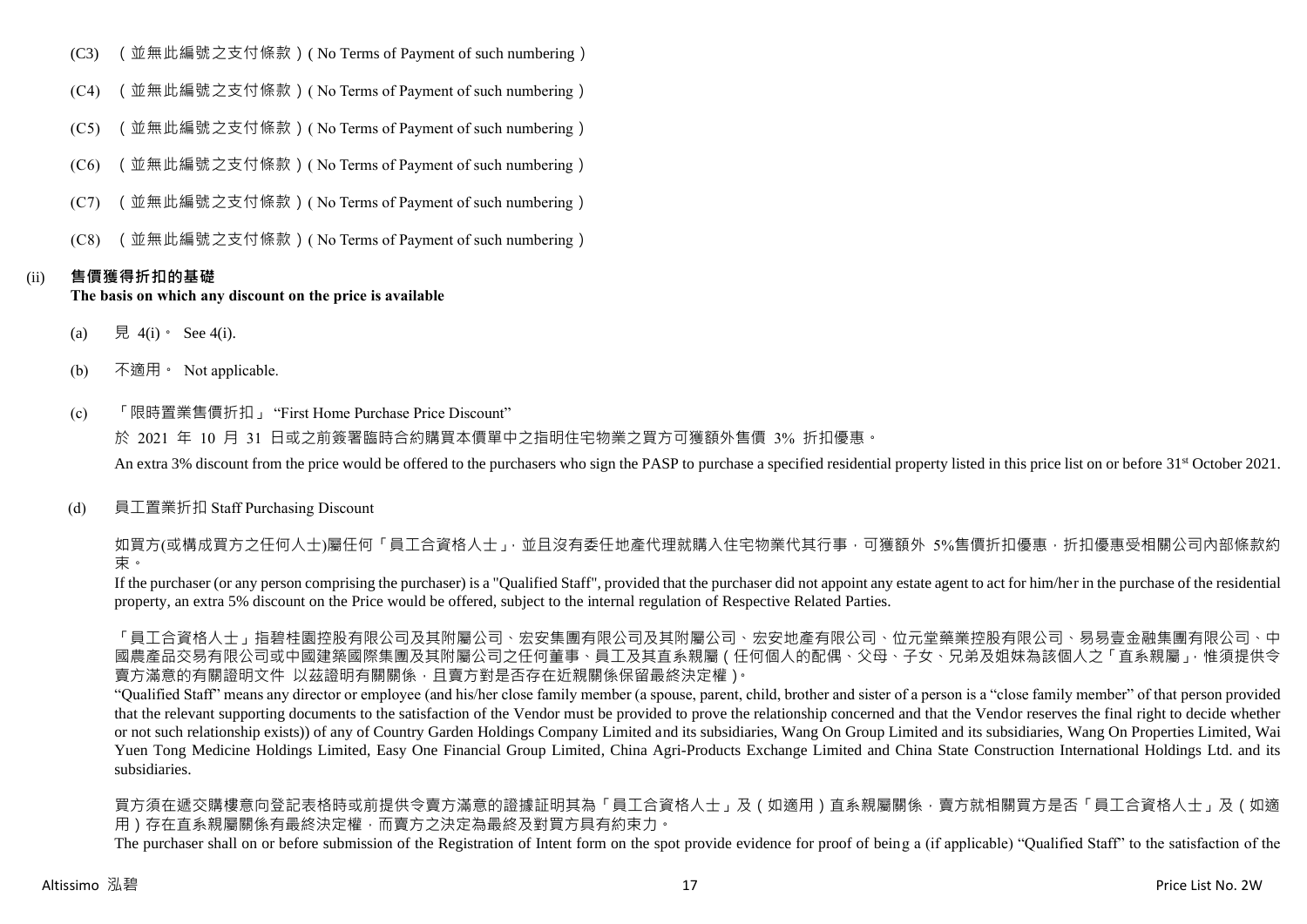(C3) （並無此編號之支付條款）( No Terms of Payment of such numbering )

(C4) （並無此編號之支付條款）( No Terms of Payment of such numbering )

(C5) （並無此編號之支付條款）( No Terms of Payment of such numbering )

(C6) （並無此編號之支付條款）( No Terms of Payment of such numbering )

(C7) （並無此編號之支付條款）( No Terms of Payment of such numbering )

(C8) （並無此編號之支付條款）( No Terms of Payment of such numbering )

(ii) **售價獲得折扣的基礎**
**The basis on which any discount on the price is available**

(a) 見 4(i)。 See 4(i).

(b) 不適用。 Not applicable.

(c) 「限時置業售價折扣」 "First Home Purchase Price Discount"

於 2021 年 10 月 31 日或之前簽署臨時合約購買本價單中之指明住宅物業之買方可獲額外售價 3% 折扣優惠。

An extra 3% discount from the price would be offered to the purchasers who sign the PASP to purchase a specified residential property listed in this price list on or before 31st October 2021.

(d) 員工置業折扣 Staff Purchasing Discount

如買方(或構成買方之任何人士)屬任何「員工合資格人士」，並且沒有委任地產代理就購入住宅物業代其行事，可獲額外 5%售價折扣優惠，折扣優惠受相關公司內部條款約束。

If the purchaser (or any person comprising the purchaser) is a "Qualified Staff", provided that the purchaser did not appoint any estate agent to act for him/her in the purchase of the residential property, an extra 5% discount on the Price would be offered, subject to the internal regulation of Respective Related Parties.

「員工合資格人士」指碧桂園控股有限公司及其附屬公司、宏安集團有限公司及其附屬公司、宏安地產有限公司、位元堂藥業控股有限公司、易易壹金融集團有限公司、中國農產品交易有限公司或中國建築國際集團及其附屬公司之任何董事、員工及其直系親屬（任何個人的配偶、父母、子女、兄弟及姐妹為該個人之「直系親屬」，惟須提供令賣方滿意的有關證明文件 以茲證明有關關係，且賣方對是否存在近親關係保留最終決定權）。

"Qualified Staff" means any director or employee (and his/her close family member (a spouse, parent, child, brother and sister of a person is a "close family member" of that person provided that the relevant supporting documents to the satisfaction of the Vendor must be provided to prove the relationship concerned and that the Vendor reserves the final right to decide whether or not such relationship exists)) of any of Country Garden Holdings Company Limited and its subsidiaries, Wang On Group Limited and its subsidiaries, Wang On Properties Limited, Wai Yuen Tong Medicine Holdings Limited, Easy One Financial Group Limited, China Agri-Products Exchange Limited and China State Construction International Holdings Ltd. and its subsidiaries.

買方須在遞交購樓意向登記表格時或前提供令賣方滿意的證據証明其為「員工合資格人士」及（如適用）直系親屬關係，賣方就相關買方是否「員工合資格人士」及（如適用）存在直系親屬關係有最終決定權，而賣方之決定為最終及對買方具有約束力。

The purchaser shall on or before submission of the Registration of Intent form on the spot provide evidence for proof of being a (if applicable) "Qualified Staff" to the satisfaction of the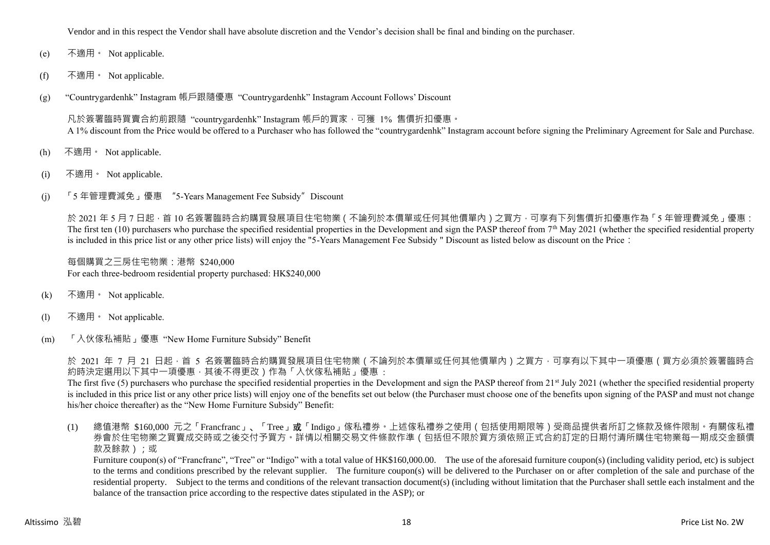Vendor and in this respect the Vendor shall have absolute discretion and the Vendor's decision shall be final and binding on the purchaser.

(e) 不適用。 Not applicable.

(f) 不適用。 Not applicable.

(g) "Countrygardenhk" Instagram 帳戶跟隨優惠 "Countrygardenhk" Instagram Account Follows' Discount

凡於簽署臨時買賣合約前跟隨 "countrygardenhk" Instagram 帳戶的買家，可獲 1% 售價折扣優惠。
A 1% discount from the Price would be offered to a Purchaser who has followed the "countrygardenhk" Instagram account before signing the Preliminary Agreement for Sale and Purchase.

(h) 不適用。 Not applicable.

(i) 不適用。 Not applicable.

(j) 「5 年管理費減免」優惠 "5-Years Management Fee Subsidy" Discount

於 2021 年 5 月 7 日起，首 10 名簽署臨時合約購買發展項目住宅物業（不論列於本價單或任何其他價單內）之買方，可享有下列售價折扣優惠作為「5 年管理費減免」優惠：
The first ten (10) purchasers who purchase the specified residential properties in the Development and sign the PASP thereof from 7th May 2021 (whether the specified residential property is included in this price list or any other price lists) will enjoy the "5-Years Management Fee Subsidy " Discount as listed below as discount on the Price：

每個購買之三房住宅物業：港幣 $240,000
For each three-bedroom residential property purchased: HK$240,000

(k) 不適用。 Not applicable.

(l) 不適用。 Not applicable.

(m) 「入伙傢私補貼」優惠 "New Home Furniture Subsidy" Benefit

於 2021 年 7 月 21 日起，首 5 名簽署臨時合約購買發展項目住宅物業（不論列於本價單或任何其他價單內）之買方，可享有以下其中一項優惠（買方必須於簽署臨時合約時決定選用以下其中一項優惠，其後不得更改）作為「入伙傢私補貼」優惠：
The first five (5) purchasers who purchase the specified residential properties in the Development and sign the PASP thereof from 21st July 2021 (whether the specified residential property is included in this price list or any other price lists) will enjoy one of the benefits set out below (the Purchaser must choose one of the benefits upon signing of the PASP and must not change his/her choice thereafter) as the "New Home Furniture Subsidy" Benefit:

(1) 總值港幣 $160,000 元之「Francfranc」、「Tree」**或**「Indigo」傢私禮券。上述傢私禮券之使用（包括使用期限等）受商品提供者所訂之條款及條件限制。有關傢私禮券會於住宅物業之買賣成交時或之後交付予買方。詳情以相關交易文件條款作準（包括但不限於買方須依照正式合約訂定的日期付清所購住宅物業每一期成交金額價款及餘款）；或
Furniture coupon(s) of "Francfranc", "Tree" or "Indigo" with a total value of HK$160,000.00. The use of the aforesaid furniture coupon(s) (including validity period, etc) is subject to the terms and conditions prescribed by the relevant supplier. The furniture coupon(s) will be delivered to the Purchaser on or after completion of the sale and purchase of the residential property. Subject to the terms and conditions of the relevant transaction document(s) (including without limitation that the Purchaser shall settle each instalment and the balance of the transaction price according to the respective dates stipulated in the ASP); or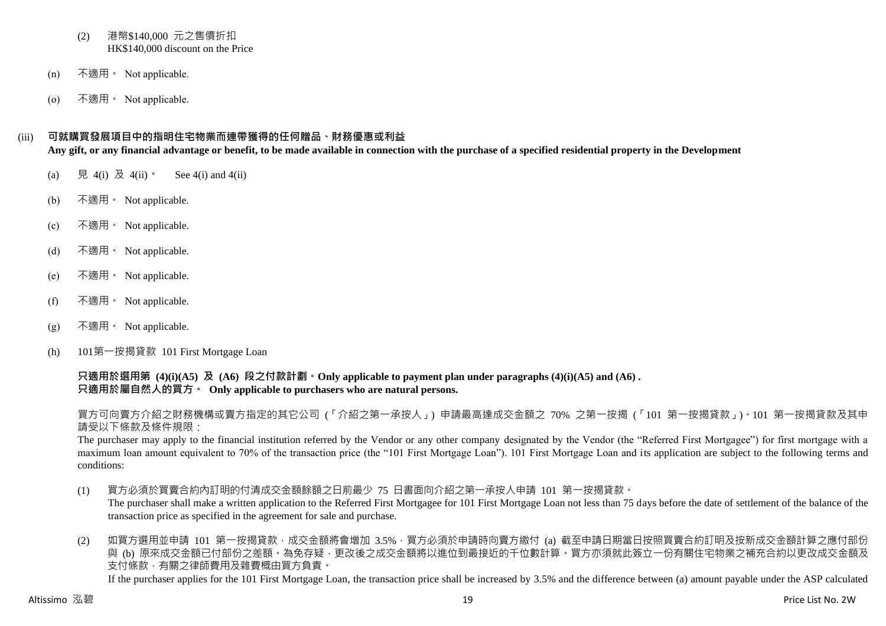(2) 港幣$140,000 元之售價折扣
HK$140,000 discount on the Price

(n) 不適用。 Not applicable.

(o) 不適用。 Not applicable.

(iii) **可就購買發展項目中的指明住宅物業而連帶獲得的任何贈品、財務優惠或利益**
**Any gift, or any financial advantage or benefit, to be made available in connection with the purchase of a specified residential property in the Development**

(a) 見 4(i) 及 4(ii)。 See 4(i) and 4(ii)

(b) 不適用。 Not applicable.

(c) 不適用。 Not applicable.

(d) 不適用。 Not applicable.

(e) 不適用。 Not applicable.

(f) 不適用。 Not applicable.

(g) 不適用。 Not applicable.

(h) 101第一按揭貸款 101 First Mortgage Loan

**只適用於選用第 (4)(i)(A5) 及 (A6) 段之付款計劃。Only applicable to payment plan under paragraphs (4)(i)(A5) and (A6) .**
**只適用於屬自然人的買方。 Only applicable to purchasers who are natural persons.**

買方可向賣方介紹之財務機構或賣方指定的其它公司 (「介紹之第一承按人」) 申請最高達成交金額之 70% 之第一按揭 (「101 第一按揭貸款」)。101 第一按揭貸款及其申請受以下條款及條件規限：
The purchaser may apply to the financial institution referred by the Vendor or any other company designated by the Vendor (the "Referred First Mortgagee") for first mortgage with a maximum loan amount equivalent to 70% of the transaction price (the "101 First Mortgage Loan"). 101 First Mortgage Loan and its application are subject to the following terms and conditions:

(1) 買方必須於買賣合約內訂明的付清成交金額餘額之日前最少 75 日書面向介紹之第一承按人申請 101 第一按揭貸款。
The purchaser shall make a written application to the Referred First Mortgagee for 101 First Mortgage Loan not less than 75 days before the date of settlement of the balance of the transaction price as specified in the agreement for sale and purchase.

(2) 如買方選用並申請 101 第一按揭貸款，成交金額將會增加 3.5%，買方必須於申請時向賣方繳付 (a) 截至申請日期當日按照買賣合約訂明及按新成交金額計算之應付部份與 (b) 原來成交金額已付部份之差額。為免存疑，更改後之成交金額將以進位到最接近的千位數計算。買方亦須就此簽立一份有關住宅物業之補充合約以更改成交金額及支付條款，有關之律師費用及雜費概由買方負責。
If the purchaser applies for the 101 First Mortgage Loan, the transaction price shall be increased by 3.5% and the difference between (a) amount payable under the ASP calculated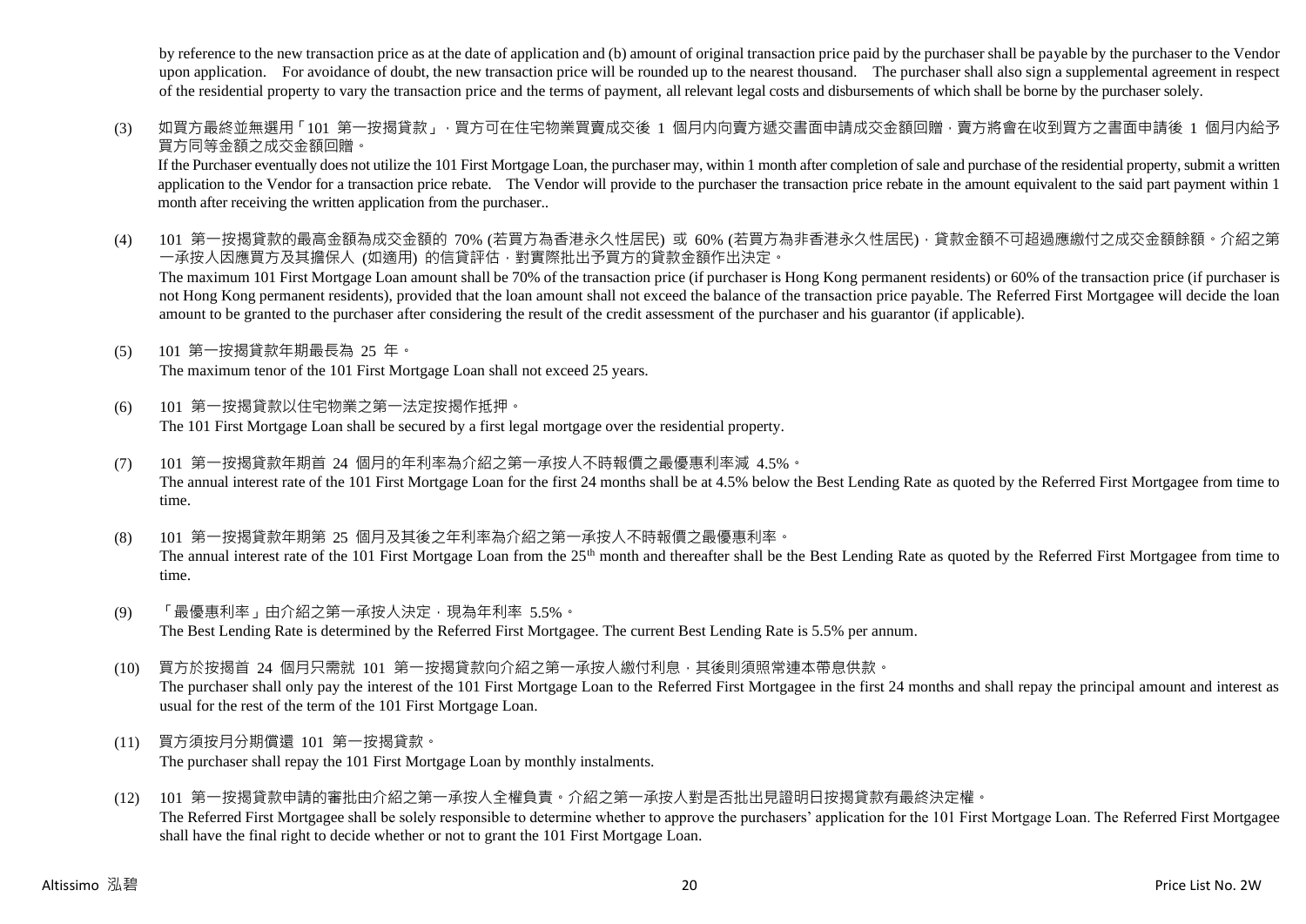by reference to the new transaction price as at the date of application and (b) amount of original transaction price paid by the purchaser shall be payable by the purchaser to the Vendor upon application. For avoidance of doubt, the new transaction price will be rounded up to the nearest thousand. The purchaser shall also sign a supplemental agreement in respect of the residential property to vary the transaction price and the terms of payment, all relevant legal costs and disbursements of which shall be borne by the purchaser solely.

(3) 如買方最終並無選用「101 第一按揭貸款」，買方可在住宅物業買賣成交後 1 個月內向賣方遞交書面申請成交金額回贈，賣方將會在收到買方之書面申請後 1 個月內給予買方同等金額之成交金額回贈。
If the Purchaser eventually does not utilize the 101 First Mortgage Loan, the purchaser may, within 1 month after completion of sale and purchase of the residential property, submit a written application to the Vendor for a transaction price rebate. The Vendor will provide to the purchaser the transaction price rebate in the amount equivalent to the said part payment within 1 month after receiving the written application from the purchaser..

(4) 101 第一按揭貸款的最高金額為成交金額的 70% (若買方為香港永久性居民) 或 60% (若買方為非香港永久性居民)，貸款金額不可超過應繳付之成交金額餘額。介紹之第一承按人因應買方及其擔保人 (如適用) 的信貸評估，對實際批出予買方的貸款金額作出決定。
The maximum 101 First Mortgage Loan amount shall be 70% of the transaction price (if purchaser is Hong Kong permanent residents) or 60% of the transaction price (if purchaser is not Hong Kong permanent residents), provided that the loan amount shall not exceed the balance of the transaction price payable. The Referred First Mortgagee will decide the loan amount to be granted to the purchaser after considering the result of the credit assessment of the purchaser and his guarantor (if applicable).

(5) 101 第一按揭貸款年期最長為 25 年。
The maximum tenor of the 101 First Mortgage Loan shall not exceed 25 years.

(6) 101 第一按揭貸款以住宅物業之第一法定按揭作抵押。
The 101 First Mortgage Loan shall be secured by a first legal mortgage over the residential property.

(7) 101 第一按揭貸款年期首 24 個月的年利率為介紹之第一承按人不時報價之最優惠利率減 4.5%。
The annual interest rate of the 101 First Mortgage Loan for the first 24 months shall be at 4.5% below the Best Lending Rate as quoted by the Referred First Mortgagee from time to time.

(8) 101 第一按揭貸款年期第 25 個月及其後之年利率為介紹之第一承按人不時報價之最優惠利率。
The annual interest rate of the 101 First Mortgage Loan from the 25th month and thereafter shall be the Best Lending Rate as quoted by the Referred First Mortgagee from time to time.

(9) 「最優惠利率」由介紹之第一承按人決定，現為年利率 5.5%。
The Best Lending Rate is determined by the Referred First Mortgagee. The current Best Lending Rate is 5.5% per annum.

(10) 買方於按揭首 24 個月只需就 101 第一按揭貸款向介紹之第一承按人繳付利息，其後則須照常連本帶息供款。
The purchaser shall only pay the interest of the 101 First Mortgage Loan to the Referred First Mortgagee in the first 24 months and shall repay the principal amount and interest as usual for the rest of the term of the 101 First Mortgage Loan.

(11) 買方須按月分期償還 101 第一按揭貸款。
The purchaser shall repay the 101 First Mortgage Loan by monthly instalments.

(12) 101 第一按揭貸款申請的審批由介紹之第一承按人全權負責。介紹之第一承按人對是否批出見證明日按揭貸款有最終決定權。
The Referred First Mortgagee shall be solely responsible to determine whether to approve the purchasers' application for the 101 First Mortgage Loan. The Referred First Mortgagee shall have the final right to decide whether or not to grant the 101 First Mortgage Loan.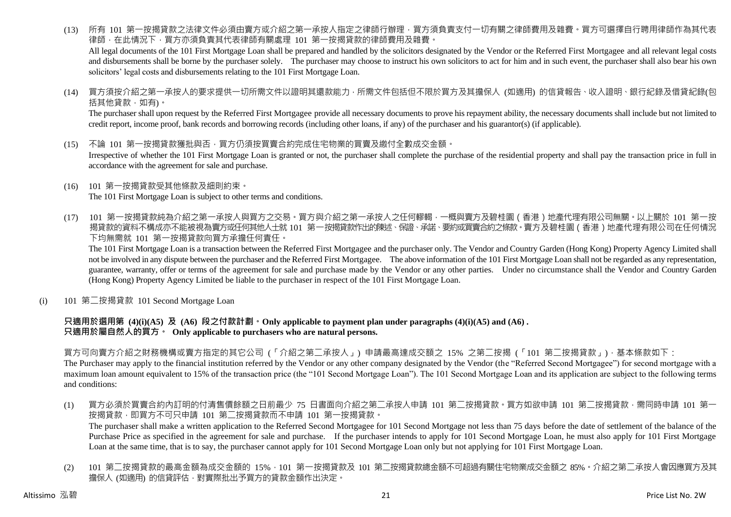(13) 所有 101 第一按揭貸款之法律文件必須由賣方或介紹之第一承按人指定之律師行辦理，買方須負責支付一切有關之律師費用及雜費。買方可選擇自行聘用律師作為其代表律師，在此情況下，買方亦須負責其代表律師有關處理 101 第一按揭貸款的律師費用及雜費。
All legal documents of the 101 First Mortgage Loan shall be prepared and handled by the solicitors designated by the Vendor or the Referred First Mortgagee and all relevant legal costs and disbursements shall be borne by the purchaser solely. The purchaser may choose to instruct his own solicitors to act for him and in such event, the purchaser shall also bear his own solicitors' legal costs and disbursements relating to the 101 First Mortgage Loan.

(14) 買方須按介紹之第一承按人的要求提供一切所需文件以證明其還款能力，所需文件包括但不限於買方及其擔保人 (如適用) 的信貸報告、收入證明、銀行紀錄及借貸紀錄(包括其他貸款，如有)。
The purchaser shall upon request by the Referred First Mortgagee provide all necessary documents to prove his repayment ability, the necessary documents shall include but not limited to credit report, income proof, bank records and borrowing records (including other loans, if any) of the purchaser and his guarantor(s) (if applicable).

(15) 不論 101 第一按揭貸款獲批與否，買方仍須按買賣合約完成住宅物業的買賣及繳付全數成交金額。
Irrespective of whether the 101 First Mortgage Loan is granted or not, the purchaser shall complete the purchase of the residential property and shall pay the transaction price in full in accordance with the agreement for sale and purchase.

(16) 101 第一按揭貸款受其他條款及細則約束。
The 101 First Mortgage Loan is subject to other terms and conditions.

(17) 101 第一按揭貸款純為介紹之第一承按人與買方之交易。買方與介紹之第一承按人之任何轇輵，一概與賣方及碧桂園（香港）地產代理有限公司無關。以上關於 101 第一按揭貸款的資料不構成亦不能被視為賣方或任何其他人士就 101 第一按揭貸款作出的陳述、保證、承諾、要約或買賣合約之條款。賣方及碧桂園（香港）地產代理有限公司在任何情況下均無需就 101 第一按揭貸款向買方承擔任何責任。
The 101 First Mortgage Loan is a transaction between the Referred First Mortgagee and the purchaser only. The Vendor and Country Garden (Hong Kong) Property Agency Limited shall not be involved in any dispute between the purchaser and the Referred First Mortgagee. The above information of the 101 First Mortgage Loan shall not be regarded as any representation, guarantee, warranty, offer or terms of the agreement for sale and purchase made by the Vendor or any other parties. Under no circumstance shall the Vendor and Country Garden (Hong Kong) Property Agency Limited be liable to the purchaser in respect of the 101 First Mortgage Loan.

(i) 101 第二按揭貸款 101 Second Mortgage Loan

**只適用於選用第 (4)(i)(A5) 及 (A6) 段之付款計劃。Only applicable to payment plan under paragraphs (4)(i)(A5) and (A6) .**
**只適用於屬自然人的買方。 Only applicable to purchasers who are natural persons.**

買方可向賣方介紹之財務機構或賣方指定的其它公司 (「介紹之第二承按人」) 申請最高達成交額之 15% 之第二按揭 (「101 第二按揭貸款」)，基本條款如下：
The Purchaser may apply to the financial institution referred by the Vendor or any other company designated by the Vendor (the "Referred Second Mortgagee") for second mortgage with a maximum loan amount equivalent to 15% of the transaction price (the "101 Second Mortgage Loan"). The 101 Second Mortgage Loan and its application are subject to the following terms and conditions:

(1) 買方必須於買賣合約內訂明的付清售價餘額之日前最少 75 日書面向介紹之第二承按人申請 101 第二按揭貸款。買方如欲申請 101 第二按揭貸款，需同時申請 101 第一按揭貸款，即買方不可只申請 101 第二按揭貸款而不申請 101 第一按揭貸款。
The purchaser shall make a written application to the Referred Second Mortgagee for 101 Second Mortgage not less than 75 days before the date of settlement of the balance of the Purchase Price as specified in the agreement for sale and purchase. If the purchaser intends to apply for 101 Second Mortgage Loan, he must also apply for 101 First Mortgage Loan at the same time, that is to say, the purchaser cannot apply for 101 Second Mortgage Loan only but not applying for 101 First Mortgage Loan.

(2) 101 第二按揭貸款的最高金額為成交金額的 15%，101 第一按揭貸款及 101 第二按揭貸款總金額不可超過有關住宅物業成交金額之 85%。介紹之第二承按人會因應買方及其擔保人 (如適用) 的信貸評估，對實際批出予買方的貸款金額作出決定。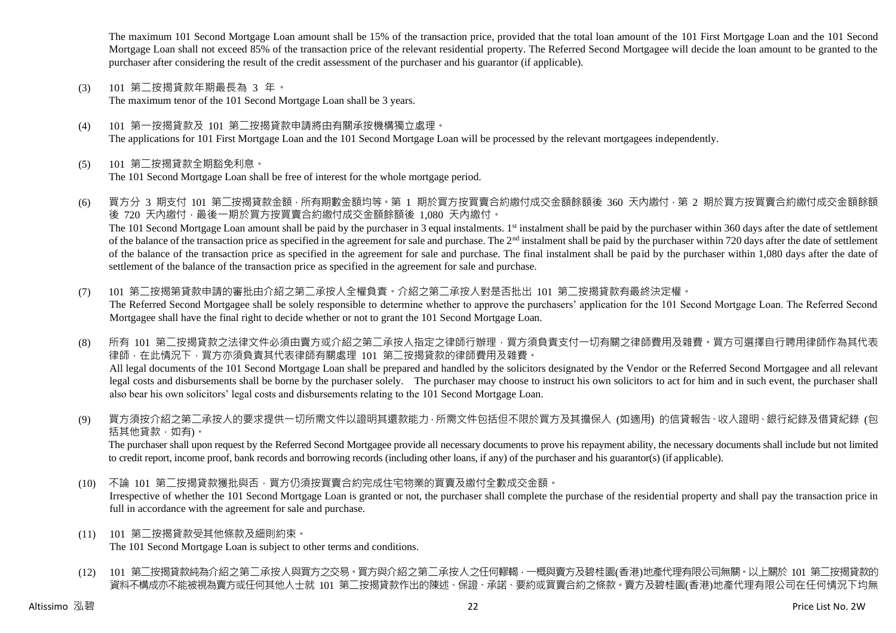The maximum 101 Second Mortgage Loan amount shall be 15% of the transaction price, provided that the total loan amount of the 101 First Mortgage Loan and the 101 Second Mortgage Loan shall not exceed 85% of the transaction price of the relevant residential property. The Referred Second Mortgagee will decide the loan amount to be granted to the purchaser after considering the result of the credit assessment of the purchaser and his guarantor (if applicable).

(3) 101 第二按揭貸款年期最長為 3 年。
The maximum tenor of the 101 Second Mortgage Loan shall be 3 years.

(4) 101 第一按揭貸款及 101 第二按揭貸款申請將由有關承按機構獨立處理。
The applications for 101 First Mortgage Loan and the 101 Second Mortgage Loan will be processed by the relevant mortgagees independently.

(5) 101 第二按揭貸款全期豁免利息。
The 101 Second Mortgage Loan shall be free of interest for the whole mortgage period.

(6) 買方分 3 期支付 101 第二按揭貸款金額，所有期數金額均等。第 1 期於買方按買賣合約繳付成交金額餘額後 360 天內繳付，第 2 期於買方按買賣合約繳付成交金額餘額後 720 天內繳付，最後一期於買方按買賣合約繳付成交金額餘額後 1,080 天內繳付。
The 101 Second Mortgage Loan amount shall be paid by the purchaser in 3 equal instalments. 1st instalment shall be paid by the purchaser within 360 days after the date of settlement of the balance of the transaction price as specified in the agreement for sale and purchase. The 2nd instalment shall be paid by the purchaser within 720 days after the date of settlement of the balance of the transaction price as specified in the agreement for sale and purchase. The final instalment shall be paid by the purchaser within 1,080 days after the date of settlement of the balance of the transaction price as specified in the agreement for sale and purchase.

(7) 101 第二按揭第貸款申請的審批由介紹之第二承按人全權負責。介紹之第二承按人對是否批出 101 第二按揭貸款有最終決定權。
The Referred Second Mortgagee shall be solely responsible to determine whether to approve the purchasers' application for the 101 Second Mortgage Loan. The Referred Second Mortgagee shall have the final right to decide whether or not to grant the 101 Second Mortgage Loan.

(8) 所有 101 第二按揭貸款之法律文件必須由賣方或介紹之第二承按人指定之律師行辦理，買方須負責支付一切有關之律師費用及雜費。買方可選擇自行聘用律師作為其代表律師，在此情況下，買方亦須負責其代表律師有關處理 101 第二按揭貸款的律師費用及雜費。
All legal documents of the 101 Second Mortgage Loan shall be prepared and handled by the solicitors designated by the Vendor or the Referred Second Mortgagee and all relevant legal costs and disbursements shall be borne by the purchaser solely. The purchaser may choose to instruct his own solicitors to act for him and in such event, the purchaser shall also bear his own solicitors' legal costs and disbursements relating to the 101 Second Mortgage Loan.

(9) 買方須按介紹之第二承按人的要求提供一切所需文件以證明其還款能力，所需文件包括但不限於買方及其擔保人 (如適用) 的信貸報告、收入證明、銀行紀錄及借貸紀錄 (包括其他貸款，如有)。
The purchaser shall upon request by the Referred Second Mortgagee provide all necessary documents to prove his repayment ability, the necessary documents shall include but not limited to credit report, income proof, bank records and borrowing records (including other loans, if any) of the purchaser and his guarantor(s) (if applicable).

(10) 不論 101 第二按揭貸款獲批與否，買方仍須按買賣合約完成住宅物業的買賣及繳付全數成交金額。
Irrespective of whether the 101 Second Mortgage Loan is granted or not, the purchaser shall complete the purchase of the residential property and shall pay the transaction price in full in accordance with the agreement for sale and purchase.

(11) 101 第二按揭貸款受其他條款及細則約束。
The 101 Second Mortgage Loan is subject to other terms and conditions.

(12) 101 第二按揭貸款純為介紹之第二承按人與買方之交易。買方與介紹之第二承按人之任何轇轕，一概與賣方及碧桂園(香港)地產代理有限公司無關。以上關於 101 第二按揭貸款的資料不構成亦不能被視為賣方或任何其他人士就 101 第二按揭貸款作出的陳述、保證、承諾、要約或買賣合約之條款。賣方及碧桂園(香港)地產代理有限公司在任何情況下均無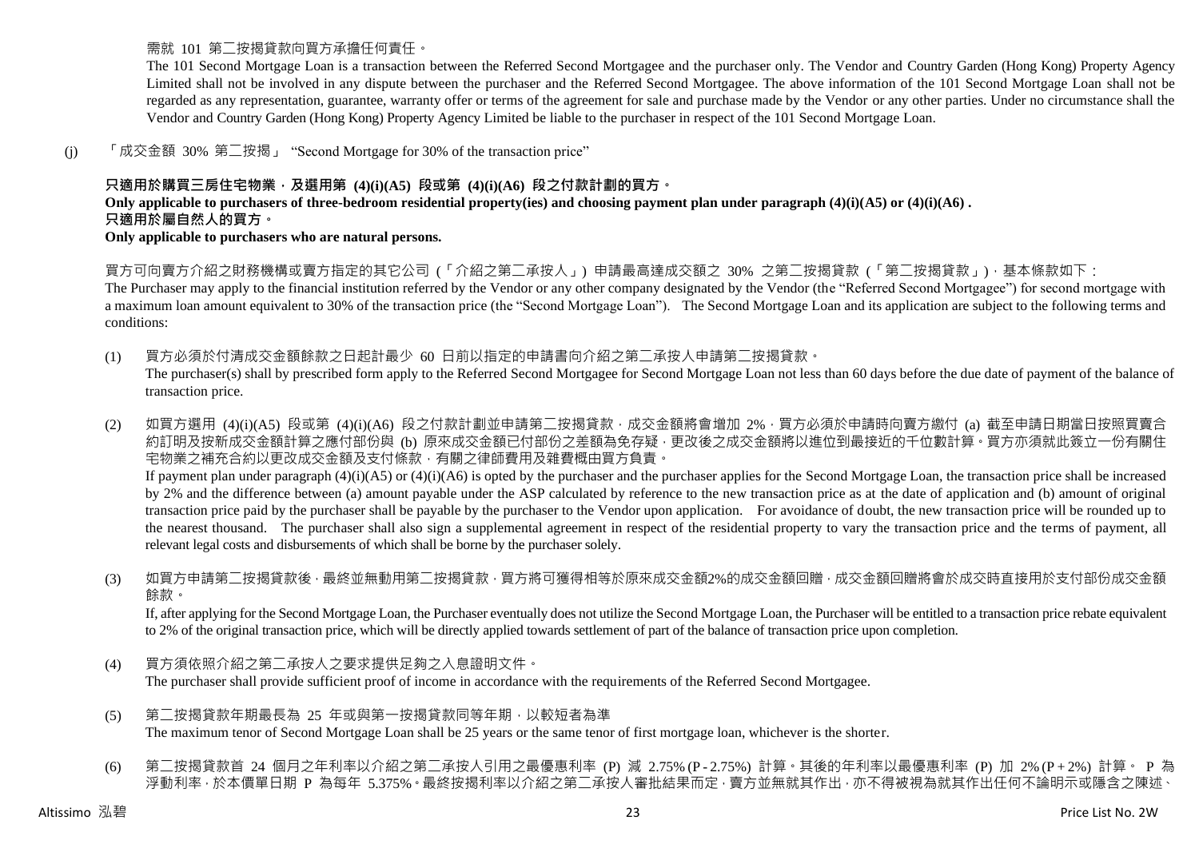需就 101 第二按揭貸款向買方承擔任何責任。

The 101 Second Mortgage Loan is a transaction between the Referred Second Mortgagee and the purchaser only. The Vendor and Country Garden (Hong Kong) Property Agency Limited shall not be involved in any dispute between the purchaser and the Referred Second Mortgagee. The above information of the 101 Second Mortgage Loan shall not be regarded as any representation, guarantee, warranty offer or terms of the agreement for sale and purchase made by the Vendor or any other parties. Under no circumstance shall the Vendor and Country Garden (Hong Kong) Property Agency Limited be liable to the purchaser in respect of the 101 Second Mortgage Loan.

(j) 「成交金額 30% 第二按揭」 "Second Mortgage for 30% of the transaction price"

**只適用於購買三房住宅物業，及選用第 (4)(i)(A5) 段或第 (4)(i)(A6) 段之付款計劃的買方。**

**Only applicable to purchasers of three-bedroom residential property(ies) and choosing payment plan under paragraph (4)(i)(A5) or (4)(i)(A6) .**

**只適用於屬自然人的買方。**

**Only applicable to purchasers who are natural persons.**

買方可向賣方介紹之財務機構或賣方指定的其它公司 (「介紹之第二承按人」) 申請最高達成交額之 30% 之第二按揭貸款 (「第二按揭貸款」)，基本條款如下：

The Purchaser may apply to the financial institution referred by the Vendor or any other company designated by the Vendor (the "Referred Second Mortgagee") for second mortgage with a maximum loan amount equivalent to 30% of the transaction price (the "Second Mortgage Loan"). The Second Mortgage Loan and its application are subject to the following terms and conditions:

(1) 買方必須於付清成交金額餘款之日起計最少 60 日前以指定的申請書向介紹之第二承按人申請第二按揭貸款。
The purchaser(s) shall by prescribed form apply to the Referred Second Mortgagee for Second Mortgage Loan not less than 60 days before the due date of payment of the balance of transaction price.

(2) 如買方選用 (4)(i)(A5) 段或第 (4)(i)(A6) 段之付款計劃並申請第二按揭貸款，成交金額將會增加 2%，買方必須於申請時向賣方繳付 (a) 截至申請日期當日按照買賣合約訂明及按新成交金額計算之應付部份與 (b) 原來成交金額已付部份之差額為免存疑，更改後之成交金額將以進位到最接近的千位數計算。買方亦須就此簽立一份有關住宅物業之補充合約以更改成交金額及支付條款，有關之律師費用及雜費概由買方負責。
If payment plan under paragraph (4)(i)(A5) or (4)(i)(A6) is opted by the purchaser and the purchaser applies for the Second Mortgage Loan, the transaction price shall be increased by 2% and the difference between (a) amount payable under the ASP calculated by reference to the new transaction price as at the date of application and (b) amount of original transaction price paid by the purchaser shall be payable by the purchaser to the Vendor upon application. For avoidance of doubt, the new transaction price will be rounded up to the nearest thousand. The purchaser shall also sign a supplemental agreement in respect of the residential property to vary the transaction price and the terms of payment, all relevant legal costs and disbursements of which shall be borne by the purchaser solely.

(3) 如買方申請第二按揭貸款後，最終並無動用第二按揭貸款，買方將可獲得相等於原來成交金額2%的成交金額回贈，成交金額回贈將會於成交時直接用於支付部份成交金額餘款。
If, after applying for the Second Mortgage Loan, the Purchaser eventually does not utilize the Second Mortgage Loan, the Purchaser will be entitled to a transaction price rebate equivalent to 2% of the original transaction price, which will be directly applied towards settlement of part of the balance of transaction price upon completion.

(4) 買方須依照介紹之第二承按人之要求提供足夠之入息證明文件。
The purchaser shall provide sufficient proof of income in accordance with the requirements of the Referred Second Mortgagee.

(5) 第二按揭貸款年期最長為 25 年或與第一按揭貸款同等年期，以較短者為準
The maximum tenor of Second Mortgage Loan shall be 25 years or the same tenor of first mortgage loan, whichever is the shorter.

(6) 第二按揭貸款首 24 個月之年利率以介紹之第二承按人引用之最優惠利率 (P) 減 2.75% (P - 2.75%) 計算。其後的年利率以最優惠利率 (P) 加 2% (P + 2%) 計算。 P 為浮動利率，於本價單日期 P 為每年 5.375%。最終按揭利率以介紹之第二承按人審批結果而定，賣方並無就其作出，亦不得被視為就其作出任何不論明示或隱含之陳述、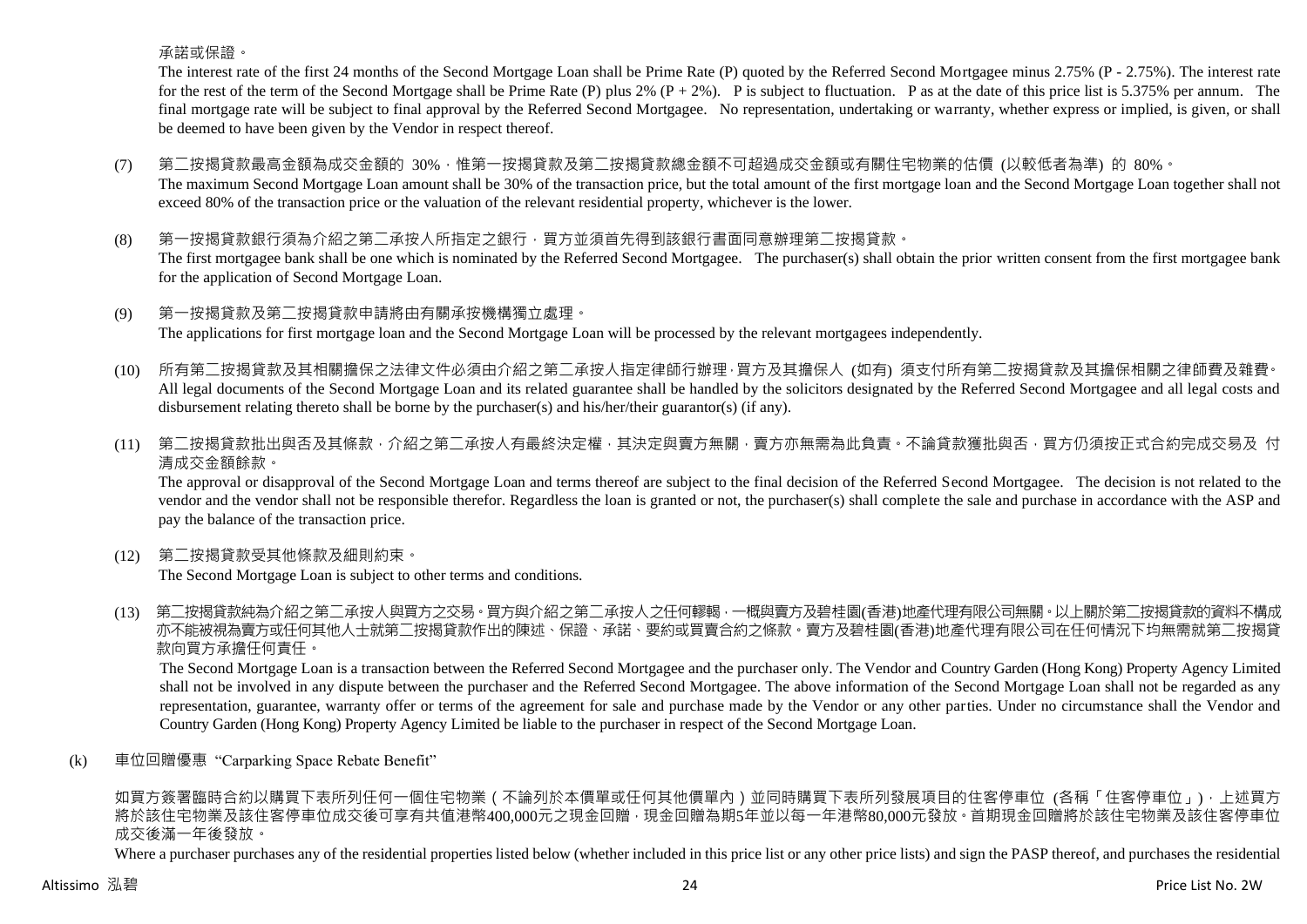承諾或保證。

The interest rate of the first 24 months of the Second Mortgage Loan shall be Prime Rate (P) quoted by the Referred Second Mortgagee minus 2.75% (P - 2.75%). The interest rate for the rest of the term of the Second Mortgage shall be Prime Rate (P) plus 2% (P + 2%). P is subject to fluctuation. P as at the date of this price list is 5.375% per annum. The final mortgage rate will be subject to final approval by the Referred Second Mortgagee. No representation, undertaking or warranty, whether express or implied, is given, or shall be deemed to have been given by the Vendor in respect thereof.

(7) 第二按揭貸款最高金額為成交金額的 30%，惟第一按揭貸款及第二按揭貸款總金額不可超過成交金額或有關住宅物業的估價 (以較低者為準) 的 80%。
The maximum Second Mortgage Loan amount shall be 30% of the transaction price, but the total amount of the first mortgage loan and the Second Mortgage Loan together shall not exceed 80% of the transaction price or the valuation of the relevant residential property, whichever is the lower.

(8) 第一按揭貸款銀行須為介紹之第二承按人所指定之銀行，買方並須首先得到該銀行書面同意辦理第二按揭貸款。
The first mortgagee bank shall be one which is nominated by the Referred Second Mortgagee. The purchaser(s) shall obtain the prior written consent from the first mortgagee bank for the application of Second Mortgage Loan.

(9) 第一按揭貸款及第二按揭貸款申請將由有關承按機構獨立處理。
The applications for first mortgage loan and the Second Mortgage Loan will be processed by the relevant mortgagees independently.

(10) 所有第二按揭貸款及其相關擔保之法律文件必須由介紹之第二承按人指定律師行辦理，買方及其擔保人 (如有) 須支付所有第二按揭貸款及其擔保相關之律師費及雜費。
All legal documents of the Second Mortgage Loan and its related guarantee shall be handled by the solicitors designated by the Referred Second Mortgagee and all legal costs and disbursement relating thereto shall be borne by the purchaser(s) and his/her/their guarantor(s) (if any).

(11) 第二按揭貸款批出與否及其條款，介紹之第二承按人有最終決定權，其決定與賣方無關，賣方亦無需為此負責。不論貸款獲批與否，買方仍須按正式合約完成交易及 付清成交金額餘款。
The approval or disapproval of the Second Mortgage Loan and terms thereof are subject to the final decision of the Referred Second Mortgagee. The decision is not related to the vendor and the vendor shall not be responsible therefor. Regardless the loan is granted or not, the purchaser(s) shall complete the sale and purchase in accordance with the ASP and pay the balance of the transaction price.

(12) 第二按揭貸款受其他條款及細則約束。
The Second Mortgage Loan is subject to other terms and conditions.

(13) 第二按揭貸款純為介紹之第二承按人與買方之交易。買方與介紹之第二承按人之任何轇輵，一概與賣方及碧桂園(香港)地產代理有限公司無關。以上關於第二按揭貸款的資料不構成亦不能被視為賣方或任何其他人士就第二按揭貸款作出的陳述、保證、承諾、要約或買賣合約之條款。賣方及碧桂園(香港)地產代理有限公司在任何情況下均無需就第二按揭貸款向買方承擔任何責任。
The Second Mortgage Loan is a transaction between the Referred Second Mortgagee and the purchaser only. The Vendor and Country Garden (Hong Kong) Property Agency Limited shall not be involved in any dispute between the purchaser and the Referred Second Mortgagee. The above information of the Second Mortgage Loan shall not be regarded as any representation, guarantee, warranty offer or terms of the agreement for sale and purchase made by the Vendor or any other parties. Under no circumstance shall the Vendor and Country Garden (Hong Kong) Property Agency Limited be liable to the purchaser in respect of the Second Mortgage Loan.

(k) 車位回贈優惠 "Carparking Space Rebate Benefit"

如買方簽署臨時合約以購買下表所列任何一個住宅物業（不論列於本價單或任何其他價單內）並同時購買下表所列發展項目的住客停車位 (各稱「住客停車位」)，上述買方將於該住宅物業及該住客停車位成交後可享有共值港幣400,000元之現金回贈，現金回贈為期5年並以每一年港幣80,000元發放。首期現金回贈將於該住宅物業及該住客停車位成交後滿一年後發放。

Where a purchaser purchases any of the residential properties listed below (whether included in this price list or any other price lists) and sign the PASP thereof, and purchases the residential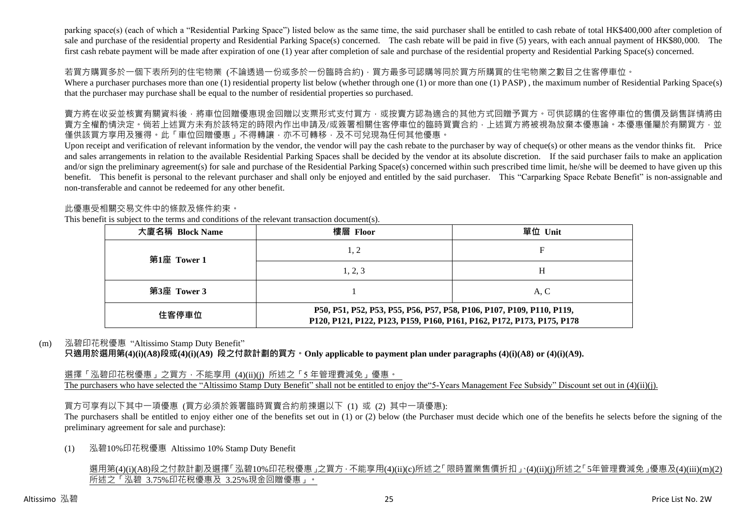parking space(s) (each of which a "Residential Parking Space") listed below as the same time, the said purchaser shall be entitled to cash rebate of total HK$400,000 after completion of sale and purchase of the residential property and Residential Parking Space(s) concerned. The cash rebate will be paid in five (5) years, with each annual payment of HK$80,000. The first cash rebate payment will be made after expiration of one (1) year after completion of sale and purchase of the residential property and Residential Parking Space(s) concerned.

若買方購買多於一個下表所列的住宅物業 (不論透過一份或多於一份臨時合約)，買方最多可認購等同於買方所購買的住宅物業之數目之住客停車位。

Where a purchaser purchases more than one (1) residential property list below (whether through one (1) or more than one (1) PASP) , the maximum number of Residential Parking Space(s) that the purchaser may purchase shall be equal to the number of residential properties so purchased.

賣方將在收妥並核實有關資料後，將車位回贈優惠現金回贈以支票形式支付買方，或按賣方認為適合的其他方式回贈予買方。可供認購的住客停車位的售價及銷售詳情將由賣方全權酌情決定。倘若上述買方未有於該特定的時限內作出申請及/或簽署相關住客停車位的臨時買賣合約，上述買方將被視為放棄本優惠論。本優惠僅屬於有關買方，並僅供該買方享用及獲得。此「車位回贈優惠」不得轉讓，亦不可轉移，及不可兌現為任何其他優惠。

Upon receipt and verification of relevant information by the vendor, the vendor will pay the cash rebate to the purchaser by way of cheque(s) or other means as the vendor thinks fit. Price and sales arrangements in relation to the available Residential Parking Spaces shall be decided by the vendor at its absolute discretion. If the said purchaser fails to make an application and/or sign the preliminary agreement(s) for sale and purchase of the Residential Parking Space(s) concerned within such prescribed time limit, he/she will be deemed to have given up this benefit. This benefit is personal to the relevant purchaser and shall only be enjoyed and entitled by the said purchaser. This "Carparking Space Rebate Benefit" is non-assignable and non-transferable and cannot be redeemed for any other benefit.

此優惠受相關交易文件中的條款及條件約束。

This benefit is subject to the terms and conditions of the relevant transaction document(s).

| 大廈名稱 Block Name | 樓層 Floor | 單位 Unit |
|---|---|---|
| 第1座 Tower 1 | 1, 2 | F |
| | 1, 2, 3 | H |
| 第3座 Tower 3 | 1 | A, C |
| 住客停車位 | P50, P51, P52, P53, P55, P56, P57, P58, P106, P107, P109, P110, P119, P120, P121, P122, P123, P159, P160, P161, P162, P172, P173, P175, P178 | |

(m) 泓碧印花稅優惠 "Altissimo Stamp Duty Benefit"

**只適用於選用第(4)(i)(A8)段或(4)(i)(A9) 段之付款計劃的買方。Only applicable to payment plan under paragraphs (4)(i)(A8) or (4)(i)(A9).**

選擇「泓碧印花稅優惠」之買方，不能享用 (4)(ii)(j) 所述之「5 年管理費減免」優惠。

The purchasers who have selected the "Altissimo Stamp Duty Benefit" shall not be entitled to enjoy the"5-Years Management Fee Subsidy" Discount set out in (4)(ii)(j).

買方可享有以下其中一項優惠 (買方必須於簽署臨時買賣合約前揀選以下 (1) 或 (2) 其中一項優惠):

The purchasers shall be entitled to enjoy either one of the benefits set out in (1) or (2) below (the Purchaser must decide which one of the benefits he selects before the signing of the preliminary agreement for sale and purchase):

(1) 泓碧10%印花稅優惠 Altissimo 10% Stamp Duty Benefit

選用第(4)(i)(A8)段之付款計劃及選擇「泓碧10%印花稅優惠」之買方，不能享用(4)(ii)(c)所述之「限時置業售價折扣」、(4)(ii)(j)所述之「5年管理費減免」優惠及(4)(iii)(m)(2)所述之「泓碧 3.75%印花稅優惠及 3.25%現金回贈優惠」。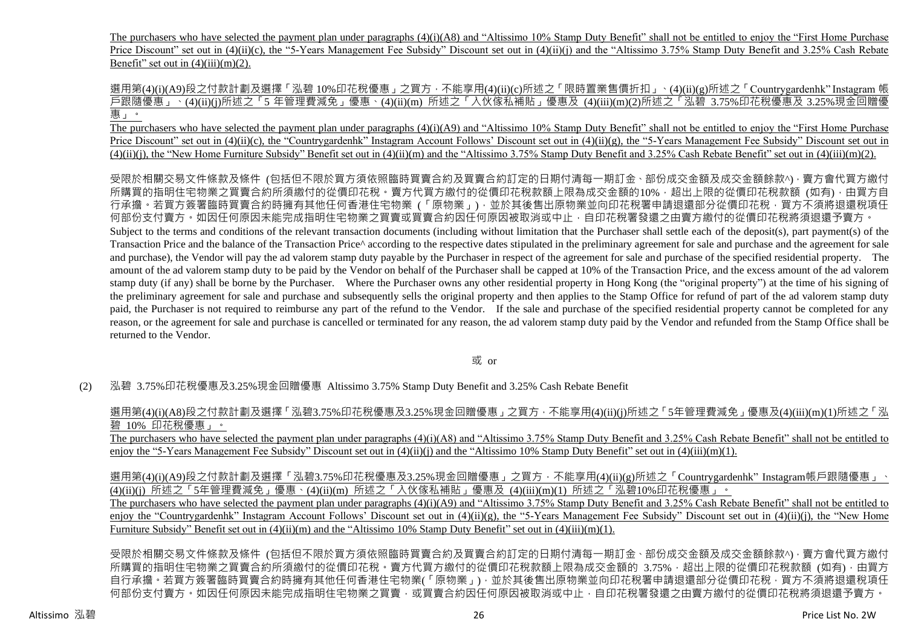The purchasers who have selected the payment plan under paragraphs (4)(i)(A8) and "Altissimo 10% Stamp Duty Benefit" shall not be entitled to enjoy the "First Home Purchase Price Discount" set out in (4)(ii)(c), the "5-Years Management Fee Subsidy" Discount set out in (4)(ii)(j) and the "Altissimo 3.75% Stamp Duty Benefit and 3.25% Cash Rebate Benefit" set out in (4)(iii)(m)(2).

選用第(4)(i)(A9)段之付款計劃及選擇「泓碧 10%印花稅優惠」之買方，不能享用(4)(ii)(c)所述之「限時置業售價折扣」、(4)(ii)(g)所述之「Countrygardenhk" Instagram 帳戶跟隨優惠」、(4)(ii)(j)所述之「5 年管理費減免」優惠、(4)(ii)(m) 所述之「入伙傢私補貼」優惠及 (4)(iii)(m)(2)所述之「泓碧 3.75%印花稅優惠及 3.25%現金回贈優惠」。

The purchasers who have selected the payment plan under paragraphs (4)(i)(A9) and "Altissimo 10% Stamp Duty Benefit" shall not be entitled to enjoy the "First Home Purchase Price Discount" set out in (4)(ii)(c), the "Countrygardenhk" Instagram Account Follows' Discount set out in (4)(ii)(g), the "5-Years Management Fee Subsidy" Discount set out in (4)(ii)(j), the "New Home Furniture Subsidy" Benefit set out in (4)(ii)(m) and the "Altissimo 3.75% Stamp Duty Benefit and 3.25% Cash Rebate Benefit" set out in (4)(iii)(m)(2).

受限於相關交易文件條款及條件 (包括但不限於買方須依照臨時買賣合約及買賣合約訂定的日期付清每一期訂金、部份成交金額及成交金額餘款^)，賣方會代買方繳付所購買的指明住宅物業之買賣合約所須繳付的從價印花稅。賣方代買方繳付的從價印花稅款額上限為成交金額的10%，超出上限的從價印花稅款額 (如有)，由買方自行承擔。若買方簽署臨時買賣合約時擁有其他任何香港住宅物業 (「原物業」)，並於其後售出原物業並向印花稅署申請退還部分從價印花稅，買方不須將退還稅項任何部份支付賣方。如因任何原因未能完成指明住宅物業之買賣或買賣合約因任何原因被取消或中止，自印花稅署發還之由賣方繳付的從價印花稅將須退還予賣方。

Subject to the terms and conditions of the relevant transaction documents (including without limitation that the Purchaser shall settle each of the deposit(s), part payment(s) of the Transaction Price and the balance of the Transaction Price^ according to the respective dates stipulated in the preliminary agreement for sale and purchase and the agreement for sale and purchase), the Vendor will pay the ad valorem stamp duty payable by the Purchaser in respect of the agreement for sale and purchase of the specified residential property. The amount of the ad valorem stamp duty to be paid by the Vendor on behalf of the Purchaser shall be capped at 10% of the Transaction Price, and the excess amount of the ad valorem stamp duty (if any) shall be borne by the Purchaser. Where the Purchaser owns any other residential property in Hong Kong (the "original property") at the time of his signing of the preliminary agreement for sale and purchase and subsequently sells the original property and then applies to the Stamp Office for refund of part of the ad valorem stamp duty paid, the Purchaser is not required to reimburse any part of the refund to the Vendor. If the sale and purchase of the specified residential property cannot be completed for any reason, or the agreement for sale and purchase is cancelled or terminated for any reason, the ad valorem stamp duty paid by the Vendor and refunded from the Stamp Office shall be returned to the Vendor.

或 or

(2) 泓碧 3.75%印花稅優惠及3.25%現金回贈優惠 Altissimo 3.75% Stamp Duty Benefit and 3.25% Cash Rebate Benefit

選用第(4)(i)(A8)段之付款計劃及選擇「泓碧3.75%印花稅優惠及3.25%現金回贈優惠」之買方，不能享用(4)(ii)(j)所述之「5年管理費減免」優惠及(4)(iii)(m)(1)所述之「泓碧 10% 印花稅優惠」。

The purchasers who have selected the payment plan under paragraphs (4)(i)(A8) and "Altissimo 3.75% Stamp Duty Benefit and 3.25% Cash Rebate Benefit" shall not be entitled to enjoy the "5-Years Management Fee Subsidy" Discount set out in (4)(ii)(j) and the "Altissimo 10% Stamp Duty Benefit" set out in (4)(iii)(m)(1).

選用第(4)(i)(A9)段之付款計劃及選擇「泓碧3.75%印花稅優惠及3.25%現金回贈優惠」之買方，不能享用(4)(ii)(g)所述之「Countrygardenhk" Instagram帳戶跟隨優惠」、(4)(ii)(j) 所述之「5年管理費減免」優惠、(4)(ii)(m) 所述之「入伙傢私補貼」優惠及 (4)(iii)(m)(1) 所述之「泓碧10%印花稅優惠」。

The purchasers who have selected the payment plan under paragraphs (4)(i)(A9) and "Altissimo 3.75% Stamp Duty Benefit and 3.25% Cash Rebate Benefit" shall not be entitled to enjoy the "Countrygardenhk" Instagram Account Follows' Discount set out in (4)(ii)(g), the "5-Years Management Fee Subsidy" Discount set out in (4)(ii)(j), the "New Home Furniture Subsidy" Benefit set out in (4)(ii)(m) and the "Altissimo 10% Stamp Duty Benefit" set out in (4)(iii)(m)(1).

受限於相關交易文件條款及條件 (包括但不限於買方須依照臨時買賣合約及買賣合約訂定的日期付清每一期訂金、部份成交金額及成交金額餘款^)，賣方會代買方繳付所購買的指明住宅物業之買賣合約所須繳付的從價印花稅。賣方代買方繳付的從價印花稅款額上限為成交金額的 3.75%，超出上限的從價印花稅款額 (如有)，由買方自行承擔。若買方簽署臨時買賣合約時擁有其他任何香港住宅物業(「原物業」)，並於其後售出原物業並向印花稅署申請退還部分從價印花稅，買方不須將退還稅項任何部份支付賣方。如因任何原因未能完成指明住宅物業之買賣，或買賣合約因任何原因被取消或中止，自印花稅署發還之由賣方繳付的從價印花稅將須退還予賣方。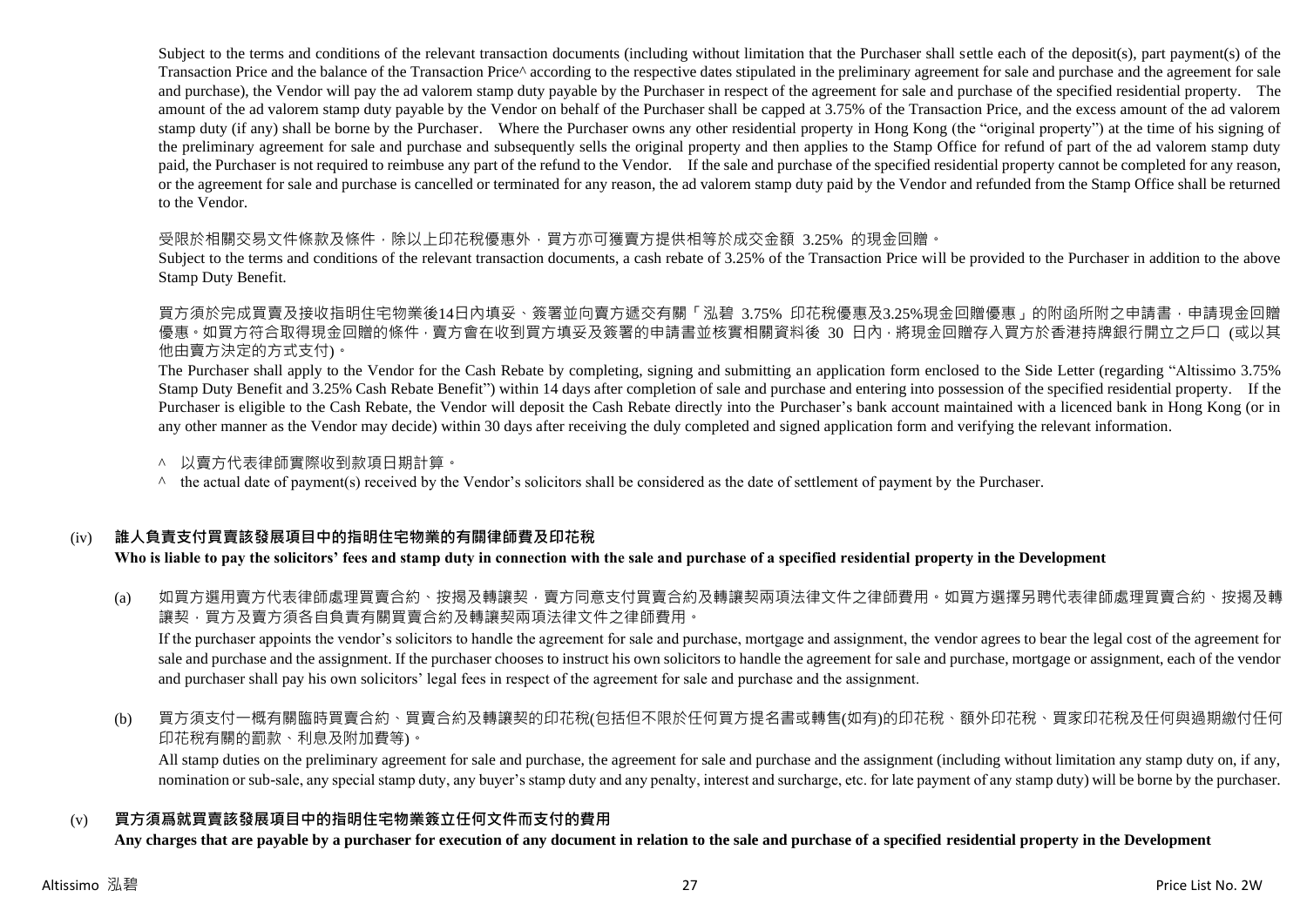Subject to the terms and conditions of the relevant transaction documents (including without limitation that the Purchaser shall settle each of the deposit(s), part payment(s) of the Transaction Price and the balance of the Transaction Price^ according to the respective dates stipulated in the preliminary agreement for sale and purchase and the agreement for sale and purchase), the Vendor will pay the ad valorem stamp duty payable by the Purchaser in respect of the agreement for sale and purchase of the specified residential property. The amount of the ad valorem stamp duty payable by the Vendor on behalf of the Purchaser shall be capped at 3.75% of the Transaction Price, and the excess amount of the ad valorem stamp duty (if any) shall be borne by the Purchaser. Where the Purchaser owns any other residential property in Hong Kong (the "original property") at the time of his signing of the preliminary agreement for sale and purchase and subsequently sells the original property and then applies to the Stamp Office for refund of part of the ad valorem stamp duty paid, the Purchaser is not required to reimburse any part of the refund to the Vendor. If the sale and purchase of the specified residential property cannot be completed for any reason, or the agreement for sale and purchase is cancelled or terminated for any reason, the ad valorem stamp duty paid by the Vendor and refunded from the Stamp Office shall be returned to the Vendor.

受限於相關交易文件條款及條件，除以上印花稅優惠外，買方亦可獲賣方提供相等於成交金額 3.25% 的現金回贈。

Subject to the terms and conditions of the relevant transaction documents, a cash rebate of 3.25% of the Transaction Price will be provided to the Purchaser in addition to the above Stamp Duty Benefit.

買方須於完成買賣及接收指明住宅物業後14日內填妥、簽署並向賣方遞交有關「泓碧 3.75% 印花稅優惠及3.25%現金回贈優惠」的附函所附之申請書，申請現金回贈優惠。如買方符合取得現金回贈的條件，賣方會在收到買方填妥及簽署的申請書並核實相關資料後 30 日內，將現金回贈存入買方於香港持牌銀行開立之戶口 (或以其他由賣方決定的方式支付)。

The Purchaser shall apply to the Vendor for the Cash Rebate by completing, signing and submitting an application form enclosed to the Side Letter (regarding "Altissimo 3.75% Stamp Duty Benefit and 3.25% Cash Rebate Benefit") within 14 days after completion of sale and purchase and entering into possession of the specified residential property. If the Purchaser is eligible to the Cash Rebate, the Vendor will deposit the Cash Rebate directly into the Purchaser's bank account maintained with a licenced bank in Hong Kong (or in any other manner as the Vendor may decide) within 30 days after receiving the duly completed and signed application form and verifying the relevant information.

^ 以賣方代表律師實際收到款項日期計算。

^ the actual date of payment(s) received by the Vendor's solicitors shall be considered as the date of settlement of payment by the Purchaser.

## (iv) 誰人負責支付買賣該發展項目中的指明住宅物業的有關律師費及印花稅

**Who is liable to pay the solicitors' fees and stamp duty in connection with the sale and purchase of a specified residential property in the Development**

(a) 如買方選用賣方代表律師處理買賣合約、按揭及轉讓契，賣方同意支付買賣合約及轉讓契兩項法律文件之律師費用。如買方選擇另聘代表律師處理買賣合約、按揭及轉讓契，買方及賣方須各自負責有關買賣合約及轉讓契兩項法律文件之律師費用。

If the purchaser appoints the vendor's solicitors to handle the agreement for sale and purchase, mortgage and assignment, the vendor agrees to bear the legal cost of the agreement for sale and purchase and the assignment. If the purchaser chooses to instruct his own solicitors to handle the agreement for sale and purchase, mortgage or assignment, each of the vendor and purchaser shall pay his own solicitors' legal fees in respect of the agreement for sale and purchase and the assignment.

(b) 買方須支付一概有關臨時買賣合約、買賣合約及轉讓契的印花稅(包括但不限於任何買方提名書或轉售(如有)的印花稅、額外印花稅、買家印花稅及任何與過期繳付任何印花稅有關的罰款、利息及附加費等)。

All stamp duties on the preliminary agreement for sale and purchase, the agreement for sale and purchase and the assignment (including without limitation any stamp duty on, if any, nomination or sub-sale, any special stamp duty, any buyer's stamp duty and any penalty, interest and surcharge, etc. for late payment of any stamp duty) will be borne by the purchaser.

## (v) 買方須爲就買賣該發展項目中的指明住宅物業簽立任何文件而支付的費用

**Any charges that are payable by a purchaser for execution of any document in relation to the sale and purchase of a specified residential property in the Development**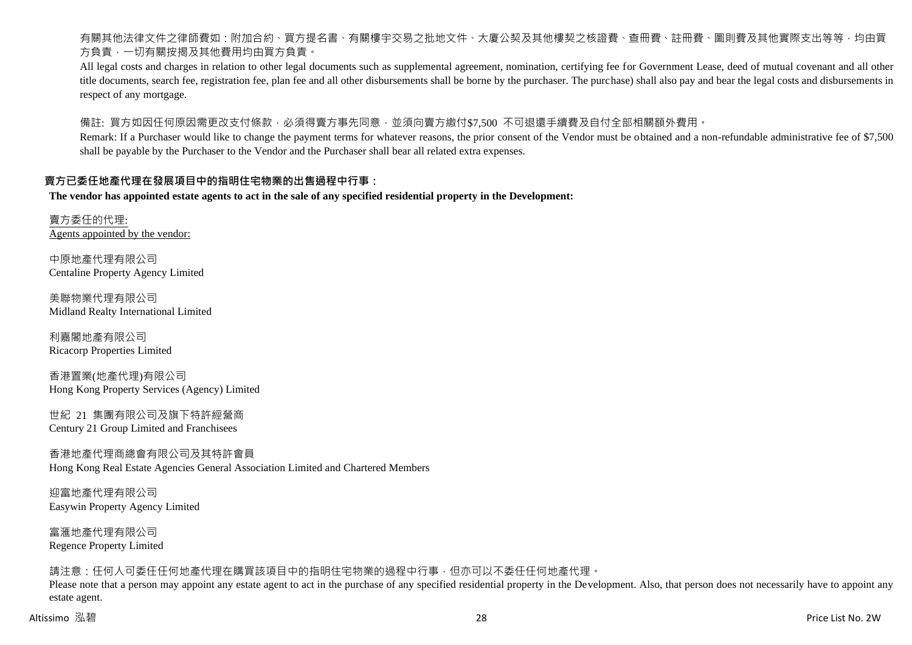有關其他法律文件之律師費如：附加合約、買方提名書、有關樓宇交易之批地文件、大廈公契及其他樓契之核證費、查冊費、註冊費、圖則費及其他實際支出等等，均由買方負責，一切有關按揭及其他費用均由買方負責。

All legal costs and charges in relation to other legal documents such as supplemental agreement, nomination, certifying fee for Government Lease, deed of mutual covenant and all other title documents, search fee, registration fee, plan fee and all other disbursements shall be borne by the purchaser. The purchase) shall also pay and bear the legal costs and disbursements in respect of any mortgage.

備註: 買方如因任何原因需更改支付條款，必須得賣方事先同意，並須向賣方繳付$7,500 不可退還手續費及自付全部相關額外費用。

Remark: If a Purchaser would like to change the payment terms for whatever reasons, the prior consent of the Vendor must be obtained and a non-refundable administrative fee of $7,500 shall be payable by the Purchaser to the Vendor and the Purchaser shall bear all related extra expenses.

**賣方已委任地產代理在發展項目中的指明住宅物業的出售過程中行事：**

**The vendor has appointed estate agents to act in the sale of any specified residential property in the Development:**

賣方委任的代理:
Agents appointed by the vendor:

中原地產代理有限公司
Centaline Property Agency Limited

美聯物業代理有限公司
Midland Realty International Limited

利嘉閣地產有限公司
Ricacorp Properties Limited

香港置業(地產代理)有限公司
Hong Kong Property Services (Agency) Limited

世紀 21 集團有限公司及旗下特許經營商
Century 21 Group Limited and Franchisees

香港地產代理商總會有限公司及其特許會員
Hong Kong Real Estate Agencies General Association Limited and Chartered Members

迎富地產代理有限公司
Easywin Property Agency Limited

富滙地產代理有限公司
Regence Property Limited

請注意：任何人可委任任何地產代理在購買該項目中的指明住宅物業的過程中行事，但亦可以不委任任何地產代理。

Please note that a person may appoint any estate agent to act in the purchase of any specified residential property in the Development. Also, that person does not necessarily have to appoint any estate agent.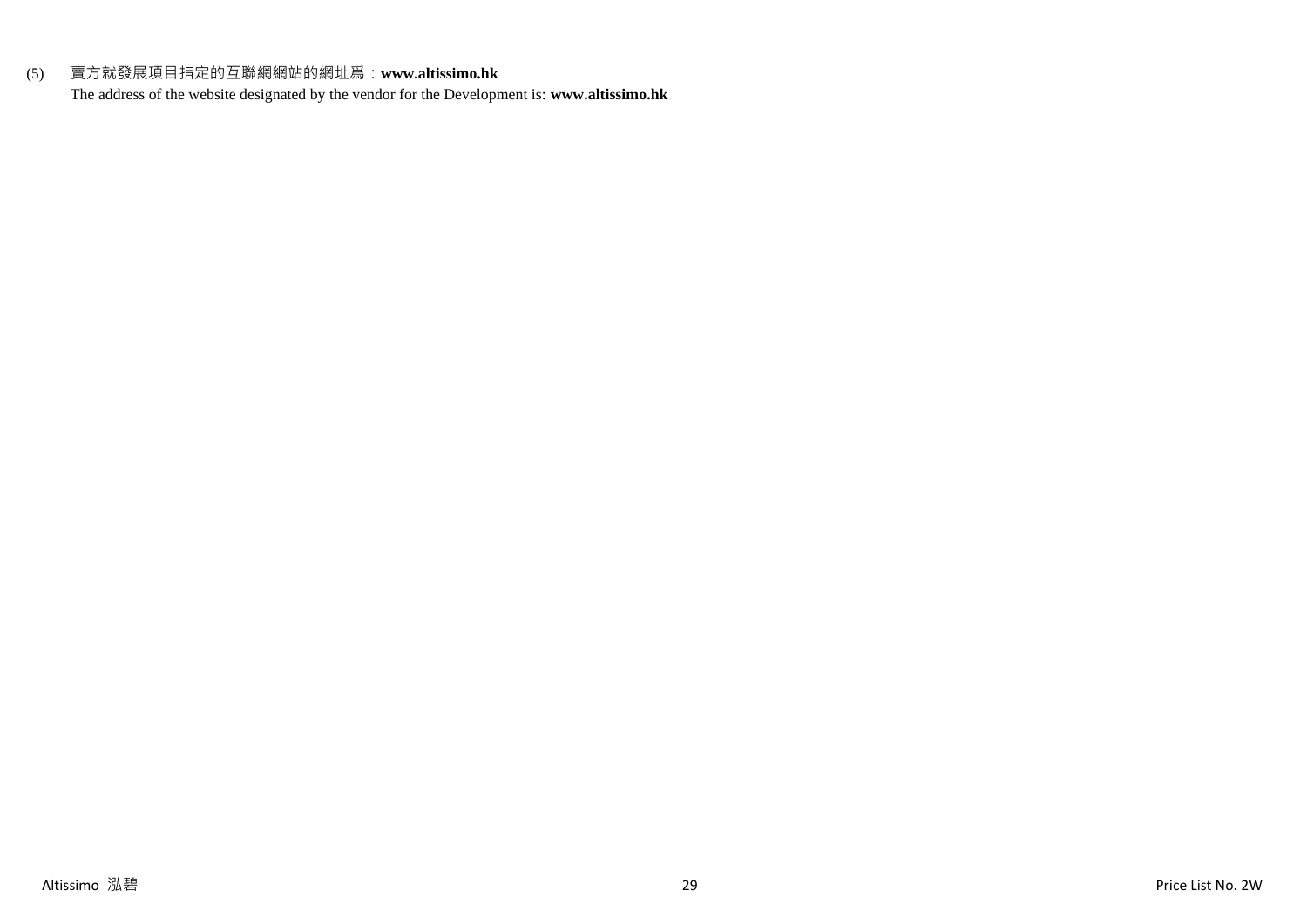(5) 賣方就發展項目指定的互聯網網站的網址爲：**www.altissimo.hk**

The address of the website designated by the vendor for the Development is: **www.altissimo.hk**